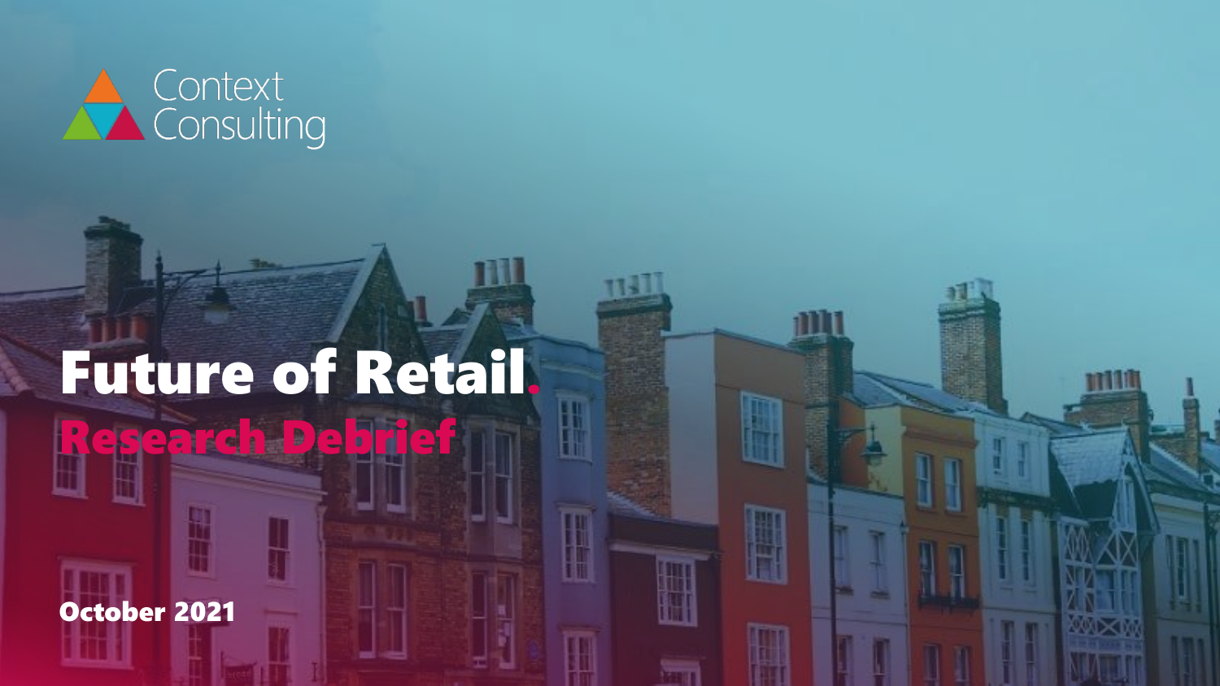Context Consulting

# Future of Retail.

## Research Debrief

October 2021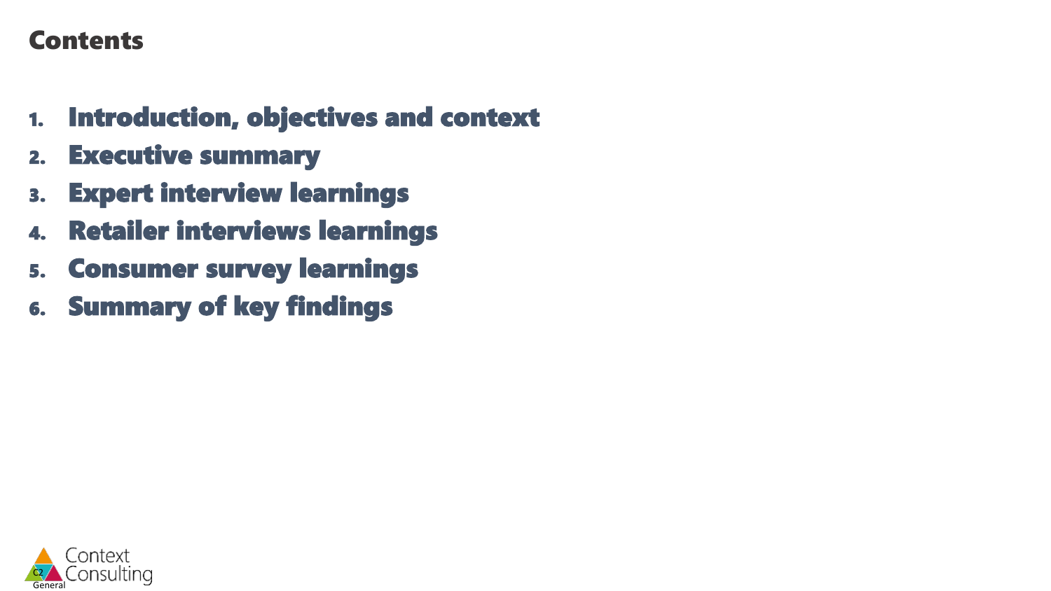# Contents

1. Introduction, objectives and context
2. Executive summary
3. Expert interview learnings
4. Retailer interviews learnings
5. Consumer survey learnings
6. Summary of key findings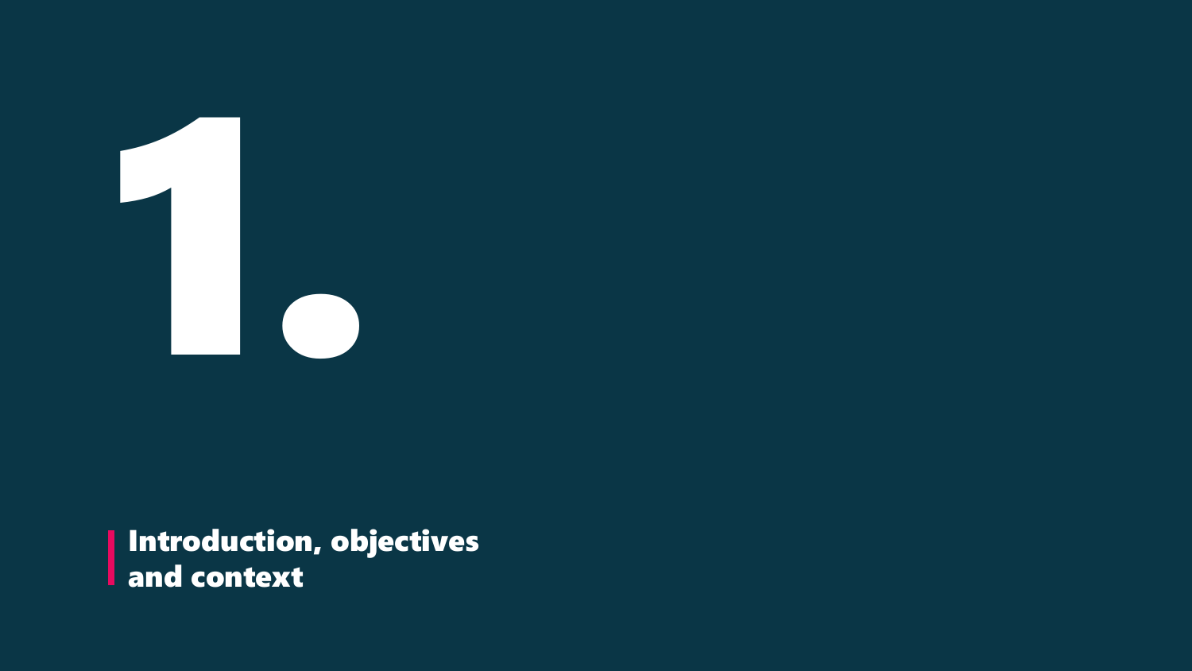# 1.

## Introduction, objectives and context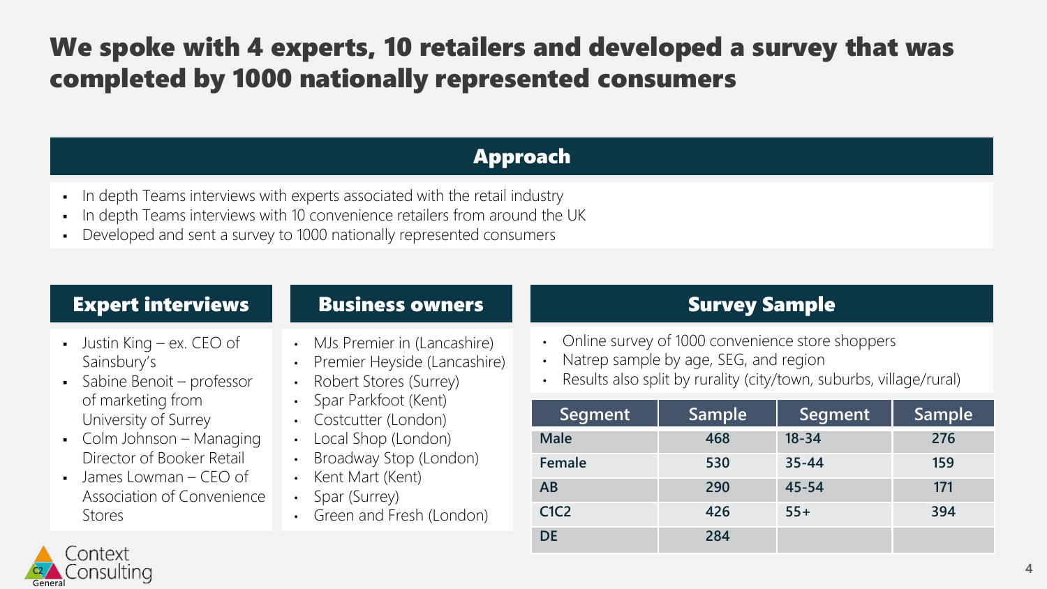# We spoke with 4 experts, 10 retailers and developed a survey that was completed by 1000 nationally represented consumers

## Approach

- In depth Teams interviews with experts associated with the retail industry
- In depth Teams interviews with 10 convenience retailers from around the UK
- Developed and sent a survey to 1000 nationally represented consumers

## Expert interviews

- Justin King – ex. CEO of Sainsbury's
- Sabine Benoit – professor of marketing from University of Surrey
- Colm Johnson – Managing Director of Booker Retail
- James Lowman – CEO of Association of Convenience Stores

## Business owners

- MJs Premier in (Lancashire)
- Premier Heyside (Lancashire)
- Robert Stores (Surrey)
- Spar Parkfoot (Kent)
- Costcutter (London)
- Local Shop (London)
- Broadway Stop (London)
- Kent Mart (Kent)
- Spar (Surrey)
- Green and Fresh (London)

## Survey Sample

- Online survey of 1000 convenience store shoppers
- Natrep sample by age, SEG, and region
- Results also split by rurality (city/town, suburbs, village/rural)

| Segment | Sample | Segment | Sample |
|---|---|---|---|
| Male | 468 | 18-34 | 276 |
| Female | 530 | 35-44 | 159 |
| AB | 290 | 45-54 | 171 |
| C1C2 | 426 | 55+ | 394 |
| DE | 284 | | |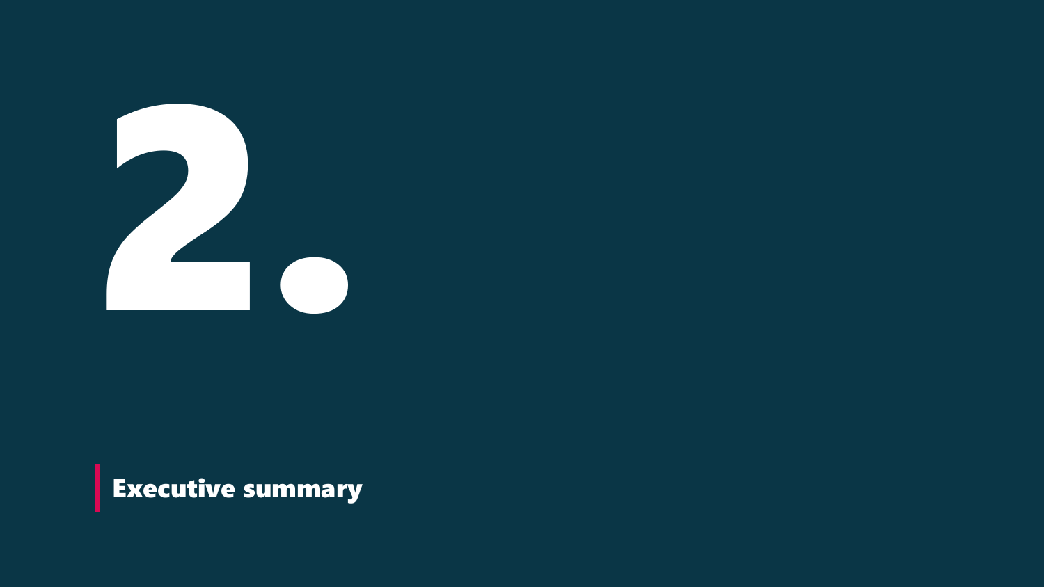# 2. Executive summary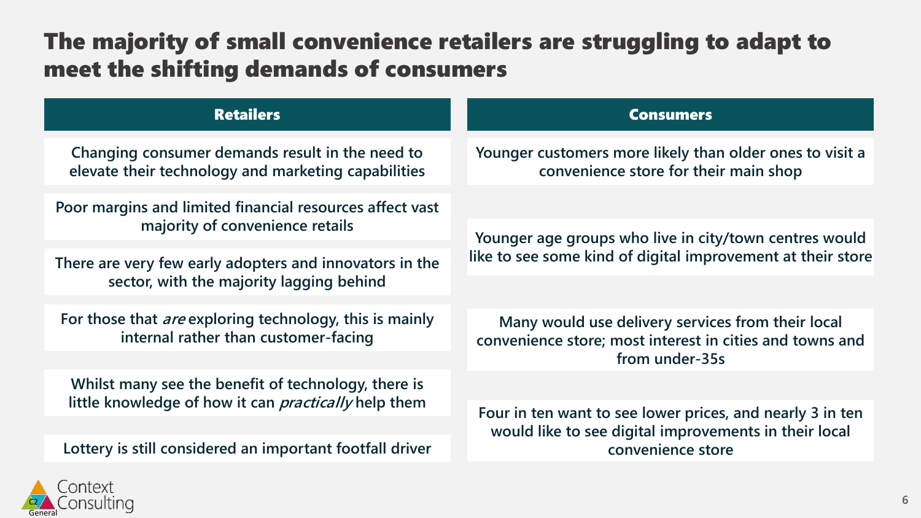# The majority of small convenience retailers are struggling to adapt to meet the shifting demands of consumers

## Retailers

**Changing consumer demands result in the need to elevate their technology and marketing capabilities**

**Poor margins and limited financial resources affect vast majority of convenience retails**

**There are very few early adopters and innovators in the sector, with the majority lagging behind**

**For those that *are* exploring technology, this is mainly internal rather than customer-facing**

**Whilst many see the benefit of technology, there is little knowledge of how it can *practically* help them**

**Lottery is still considered an important footfall driver**

## Consumers

**Younger customers more likely than older ones to visit a convenience store for their main shop**

**Younger age groups who live in city/town centres would like to see some kind of digital improvement at their store**

**Many would use delivery services from their local convenience store; most interest in cities and towns and from under-35s**

**Four in ten want to see lower prices, and nearly 3 in ten would like to see digital improvements in their local convenience store**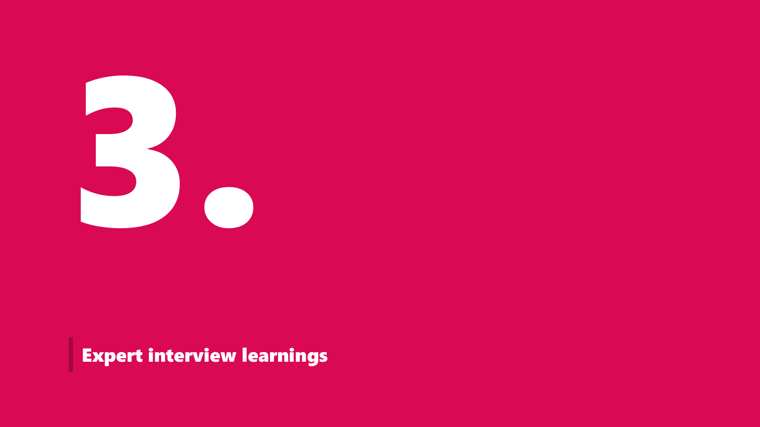# 3.

## Expert interview learnings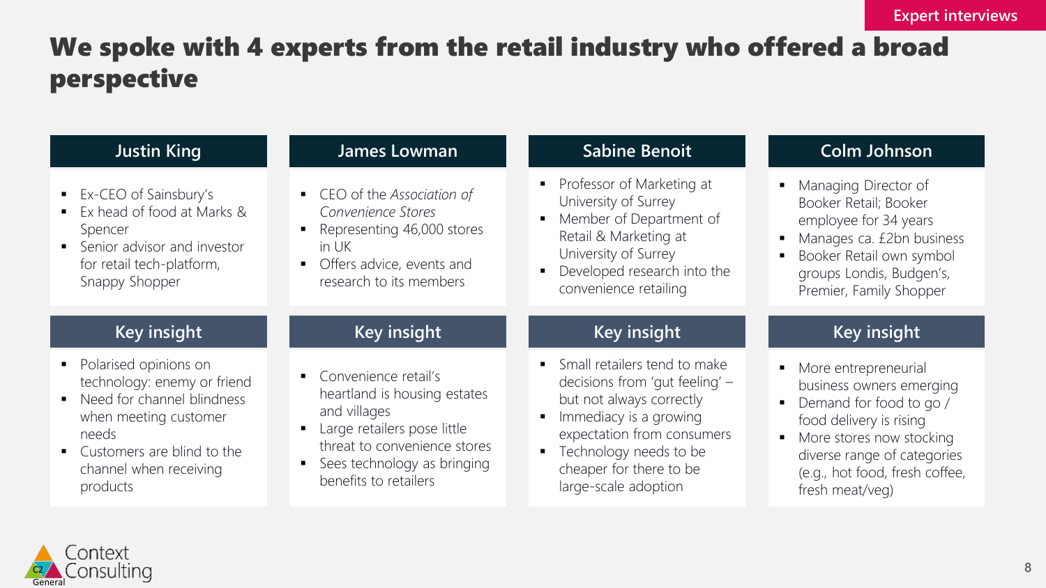Expert interviews

# We spoke with 4 experts from the retail industry who offered a broad perspective

## Justin King

- Ex-CEO of Sainsbury's
- Ex head of food at Marks & Spencer
- Senior advisor and investor for retail tech-platform, Snappy Shopper

### Key insight

- Polarised opinions on technology: enemy or friend
- Need for channel blindness when meeting customer needs
- Customers are blind to the channel when receiving products

## James Lowman

- CEO of the *Association of Convenience Stores*
- Representing 46,000 stores in UK
- Offers advice, events and research to its members

### Key insight

- Convenience retail's heartland is housing estates and villages
- Large retailers pose little threat to convenience stores
- Sees technology as bringing benefits to retailers

## Sabine Benoit

- Professor of Marketing at University of Surrey
- Member of Department of Retail & Marketing at University of Surrey
- Developed research into the convenience retailing

### Key insight

- Small retailers tend to make decisions from 'gut feeling' – but not always correctly
- Immediacy is a growing expectation from consumers
- Technology needs to be cheaper for there to be large-scale adoption

## Colm Johnson

- Managing Director of Booker Retail; Booker employee for 34 years
- Manages ca. £2bn business
- Booker Retail own symbol groups Londis, Budgen's, Premier, Family Shopper

### Key insight

- More entrepreneurial business owners emerging
- Demand for food to go / food delivery is rising
- More stores now stocking diverse range of categories (e.g., hot food, fresh coffee, fresh meat/veg)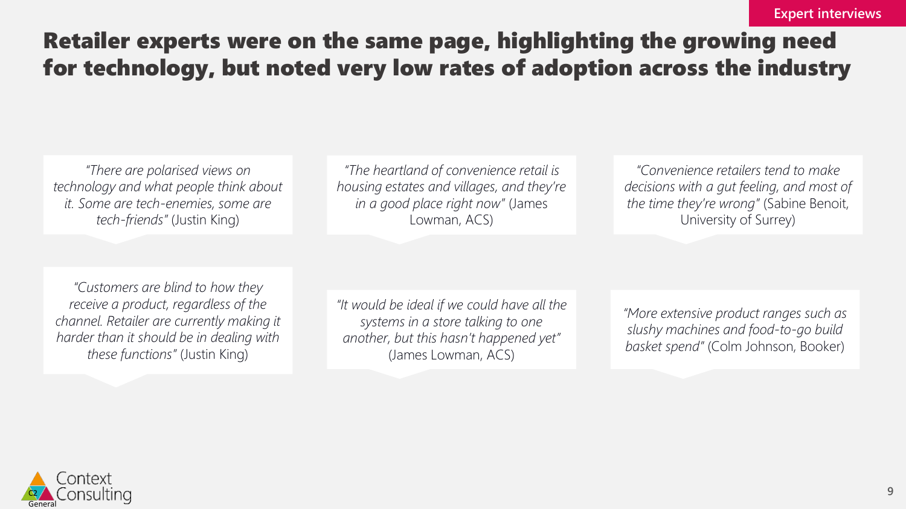Expert interviews

# Retailer experts were on the same page, highlighting the growing need for technology, but noted very low rates of adoption across the industry

*"There are polarised views on technology and what people think about it. Some are tech-enemies, some are tech-friends"* (Justin King)

*"The heartland of convenience retail is housing estates and villages, and they're in a good place right now"* (James Lowman, ACS)

*"Convenience retailers tend to make decisions with a gut feeling, and most of the time they're wrong"* (Sabine Benoit, University of Surrey)

*"Customers are blind to how they receive a product, regardless of the channel. Retailer are currently making it harder than it should be in dealing with these functions"* (Justin King)

*"It would be ideal if we could have all the systems in a store talking to one another, but this hasn't happened yet"* (James Lowman, ACS)

*"More extensive product ranges such as slushy machines and food-to-go build basket spend"* (Colm Johnson, Booker)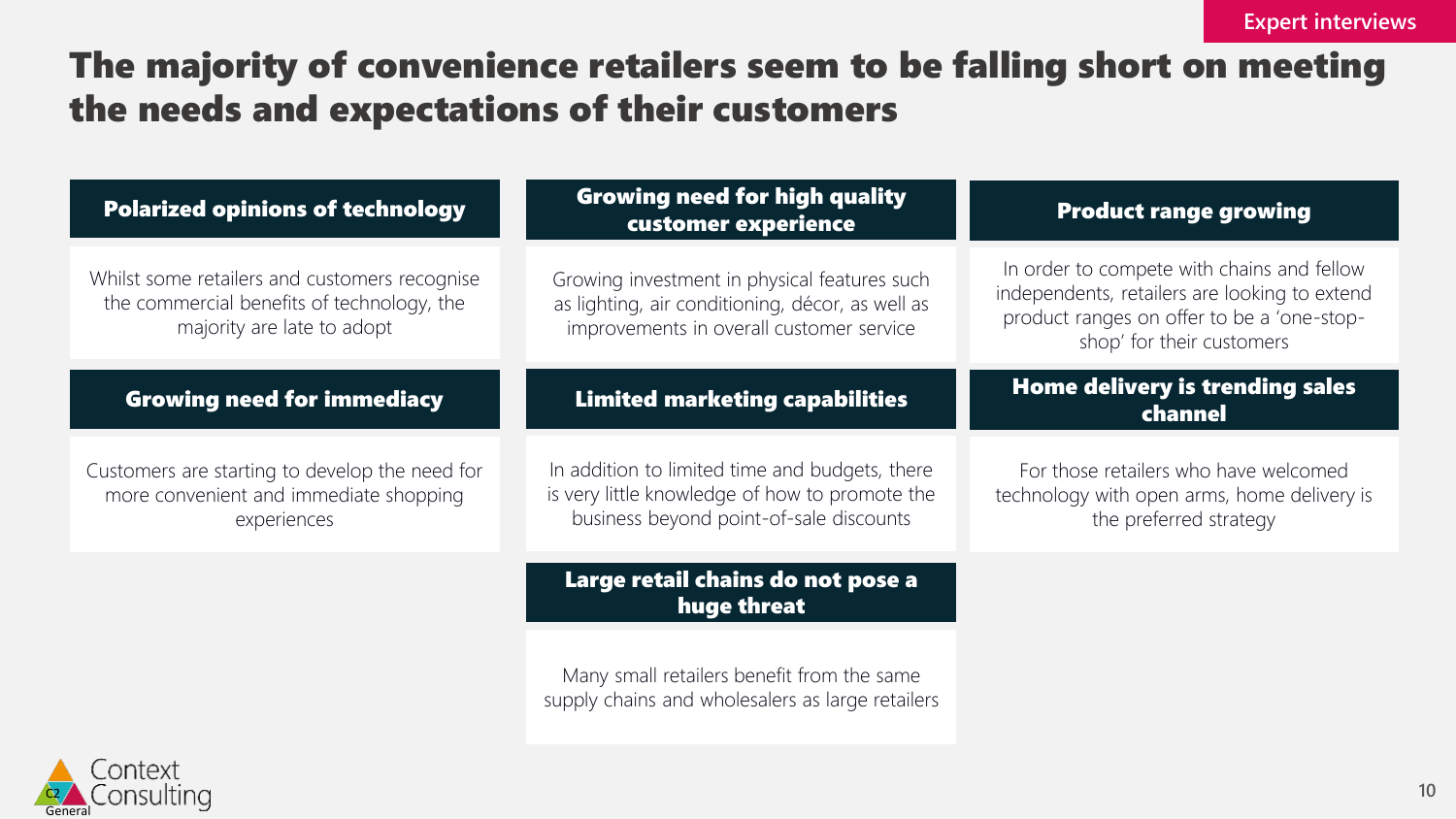Expert interviews

# The majority of convenience retailers seem to be falling short on meeting the needs and expectations of their customers

### Polarized opinions of technology

Whilst some retailers and customers recognise the commercial benefits of technology, the majority are late to adopt

### Growing need for high quality customer experience

Growing investment in physical features such as lighting, air conditioning, décor, as well as improvements in overall customer service

### Product range growing

In order to compete with chains and fellow independents, retailers are looking to extend product ranges on offer to be a 'one-stop-shop' for their customers

### Growing need for immediacy

Customers are starting to develop the need for more convenient and immediate shopping experiences

### Limited marketing capabilities

In addition to limited time and budgets, there is very little knowledge of how to promote the business beyond point-of-sale discounts

### Home delivery is trending sales channel

For those retailers who have welcomed technology with open arms, home delivery is the preferred strategy

### Large retail chains do not pose a huge threat

Many small retailers benefit from the same supply chains and wholesalers as large retailers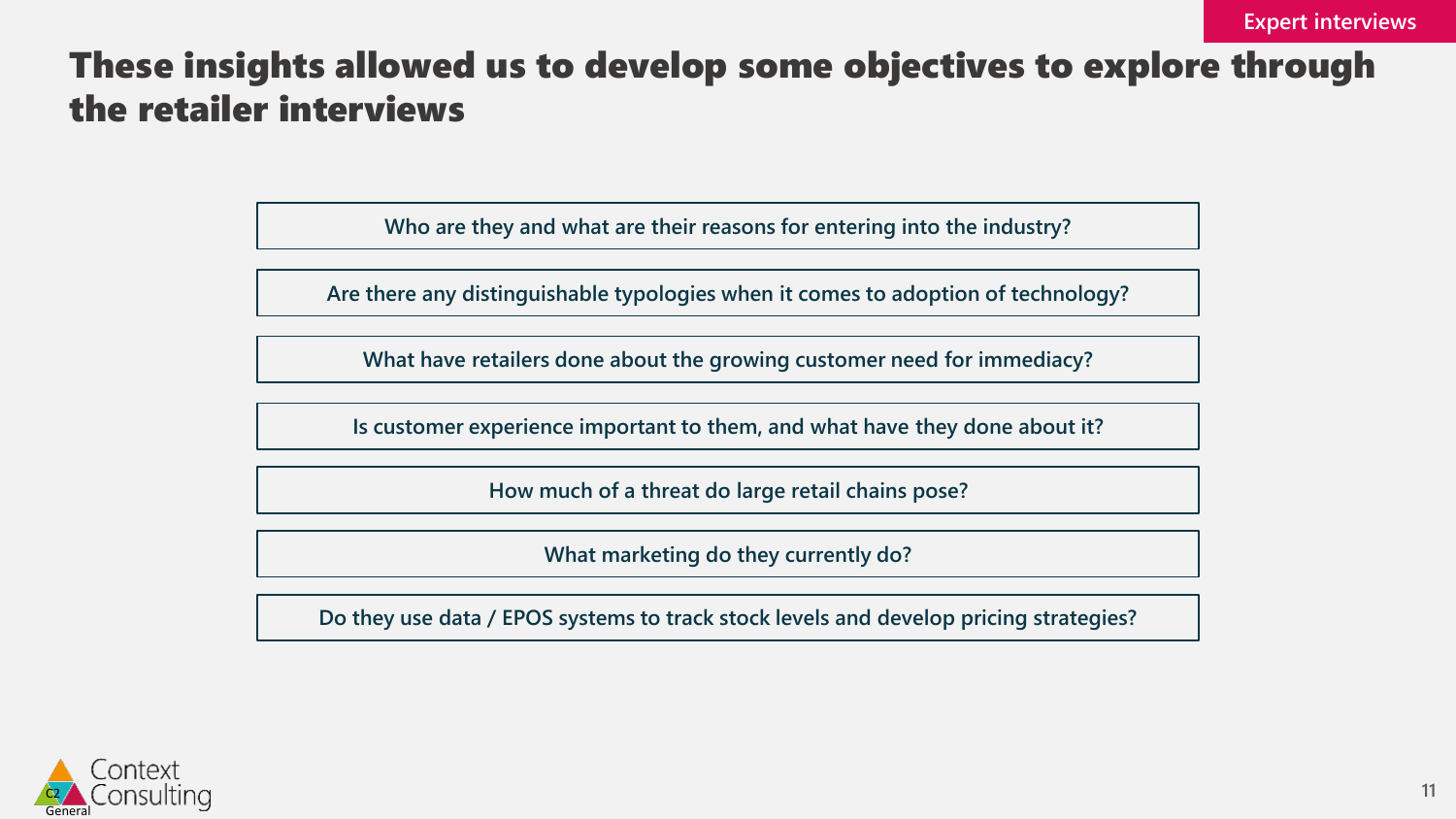Expert interviews

# These insights allowed us to develop some objectives to explore through the retailer interviews

- Who are they and what are their reasons for entering into the industry?
- Are there any distinguishable typologies when it comes to adoption of technology?
- What have retailers done about the growing customer need for immediacy?
- Is customer experience important to them, and what have they done about it?
- How much of a threat do large retail chains pose?
- What marketing do they currently do?
- Do they use data / EPOS systems to track stock levels and develop pricing strategies?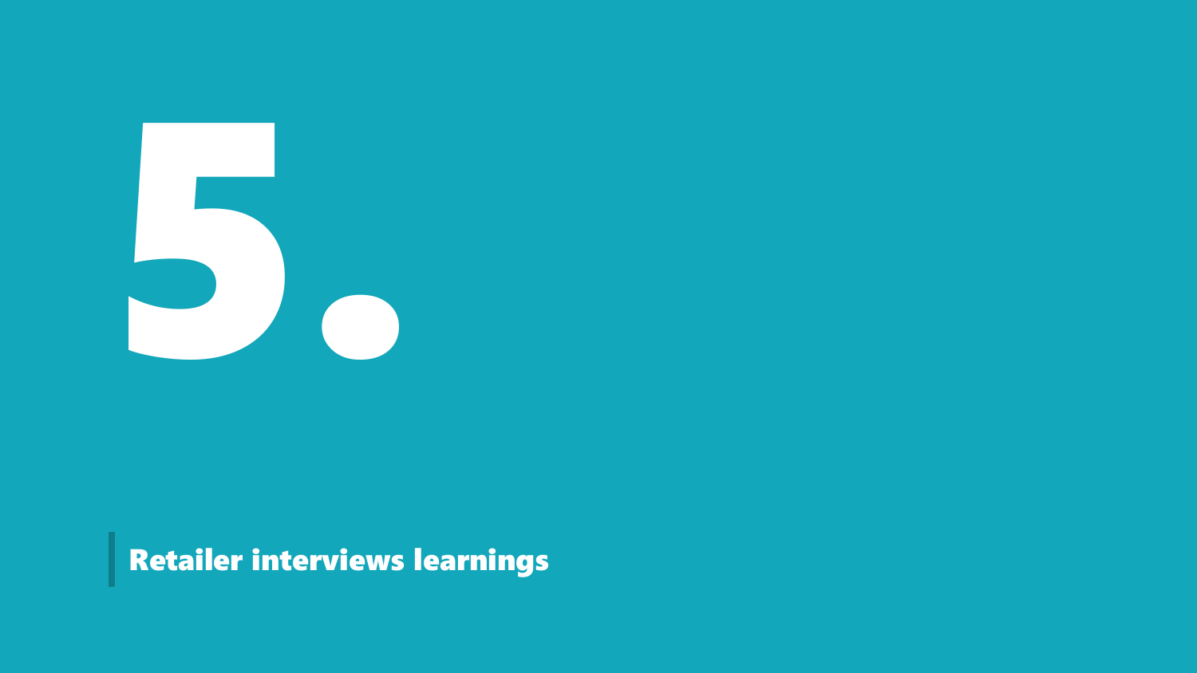# 5.

## Retailer interviews learnings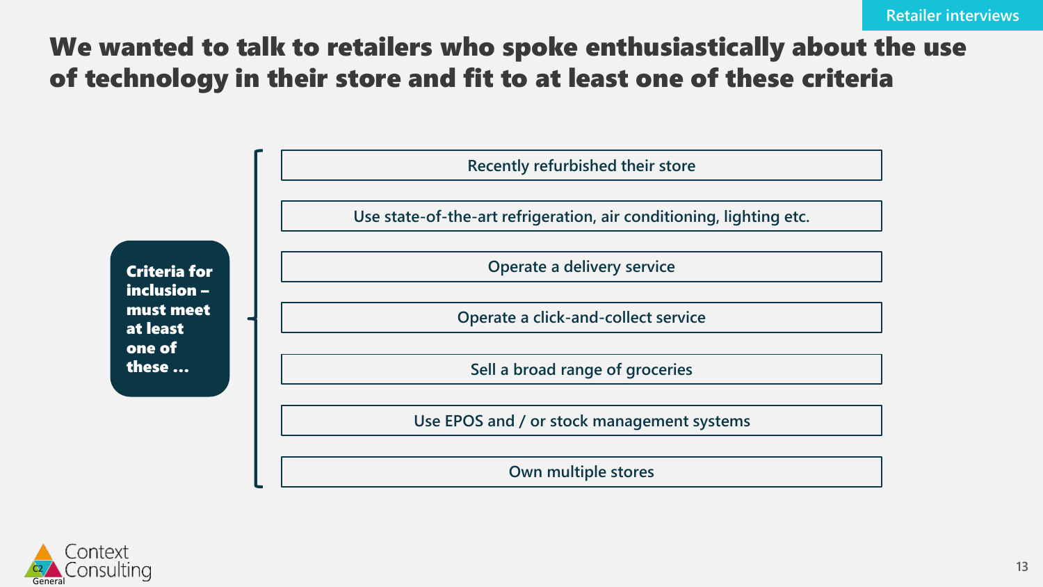# We wanted to talk to retailers who spoke enthusiastically about the use of technology in their store and fit to at least one of these criteria

**Criteria for inclusion – must meet at least one of these ...**

- Recently refurbished their store
- Use state-of-the-art refrigeration, air conditioning, lighting etc.
- Operate a delivery service
- Operate a click-and-collect service
- Sell a broad range of groceries
- Use EPOS and / or stock management systems
- Own multiple stores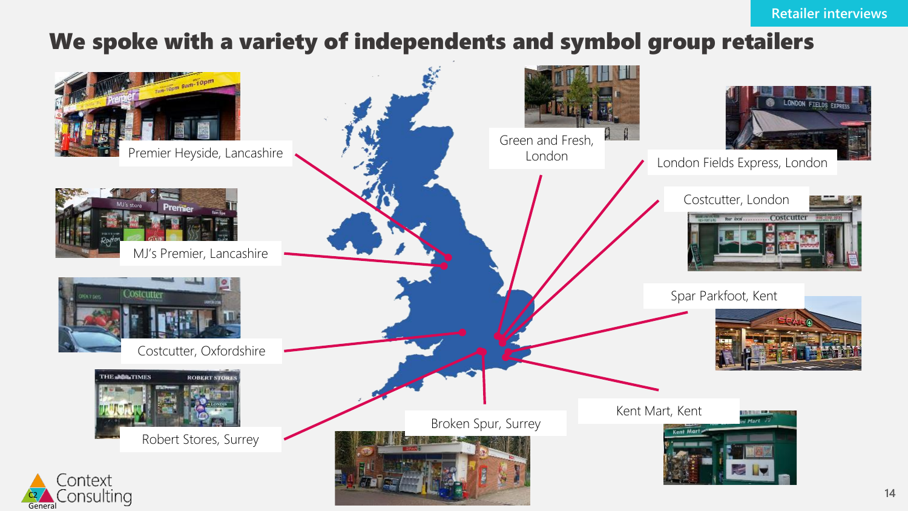Retailer interviews

# We spoke with a variety of independents and symbol group retailers

- Premier Heyside, Lancashire
- MJ's Premier, Lancashire
- Costcutter, Oxfordshire
- Robert Stores, Surrey
- Broken Spur, Surrey
- Green and Fresh, London
- London Fields Express, London
- Costcutter, London
- Spar Parkfoot, Kent
- Kent Mart, Kent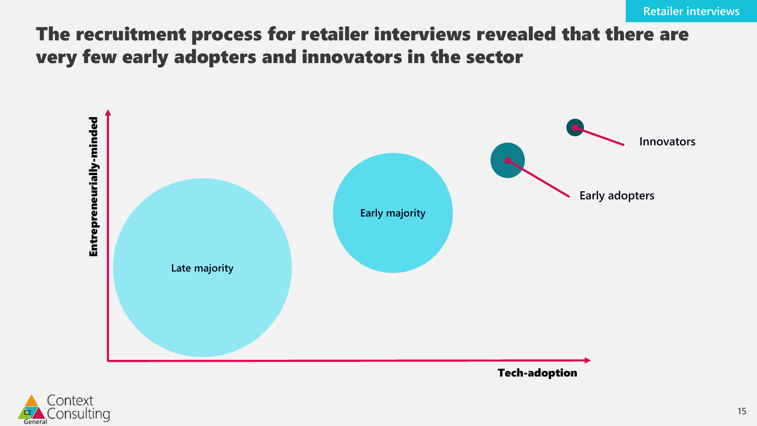Retailer interviews

# The recruitment process for retailer interviews revealed that there are very few early adopters and innovators in the sector

Entrepreneurially-minded

Late majority

Early majority

Early adopters

Innovators

Tech-adoption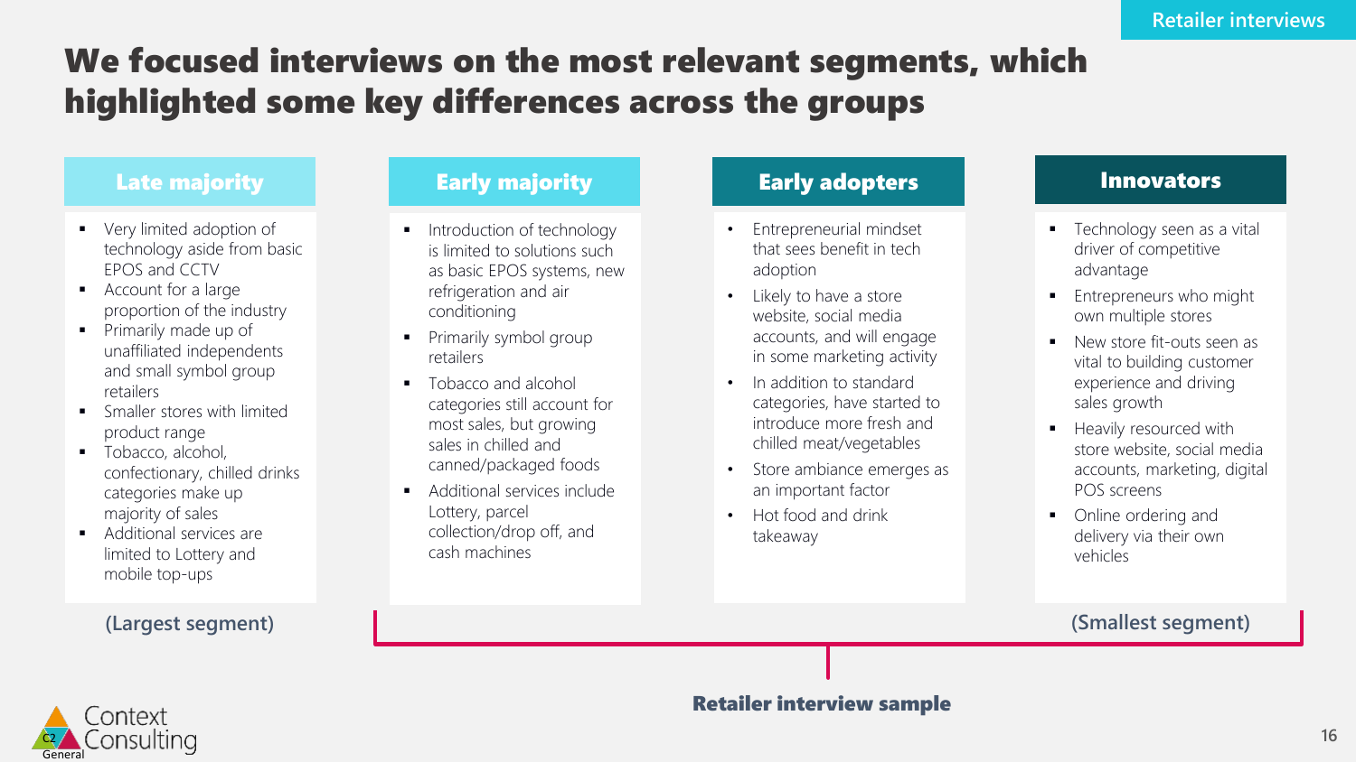# We focused interviews on the most relevant segments, which highlighted some key differences across the groups

### Late majority

- Very limited adoption of technology aside from basic EPOS and CCTV
- Account for a large proportion of the industry
- Primarily made up of unaffiliated independents and small symbol group retailers
- Smaller stores with limited product range
- Tobacco, alcohol, confectionary, chilled drinks categories make up majority of sales
- Additional services are limited to Lottery and mobile top-ups

**(Largest segment)**

### Early majority

- Introduction of technology is limited to solutions such as basic EPOS systems, new refrigeration and air conditioning
- Primarily symbol group retailers
- Tobacco and alcohol categories still account for most sales, but growing sales in chilled and canned/packaged foods
- Additional services include Lottery, parcel collection/drop off, and cash machines

### Early adopters

- Entrepreneurial mindset that sees benefit in tech adoption
- Likely to have a store website, social media accounts, and will engage in some marketing activity
- In addition to standard categories, have started to introduce more fresh and chilled meat/vegetables
- Store ambiance emerges as an important factor
- Hot food and drink takeaway

### Innovators

- Technology seen as a vital driver of competitive advantage
- Entrepreneurs who might own multiple stores
- New store fit-outs seen as vital to building customer experience and driving sales growth
- Heavily resourced with store website, social media accounts, marketing, digital POS screens
- Online ordering and delivery via their own vehicles

**(Smallest segment)**

**Retailer interview sample** (Early majority, Early adopters, Innovators)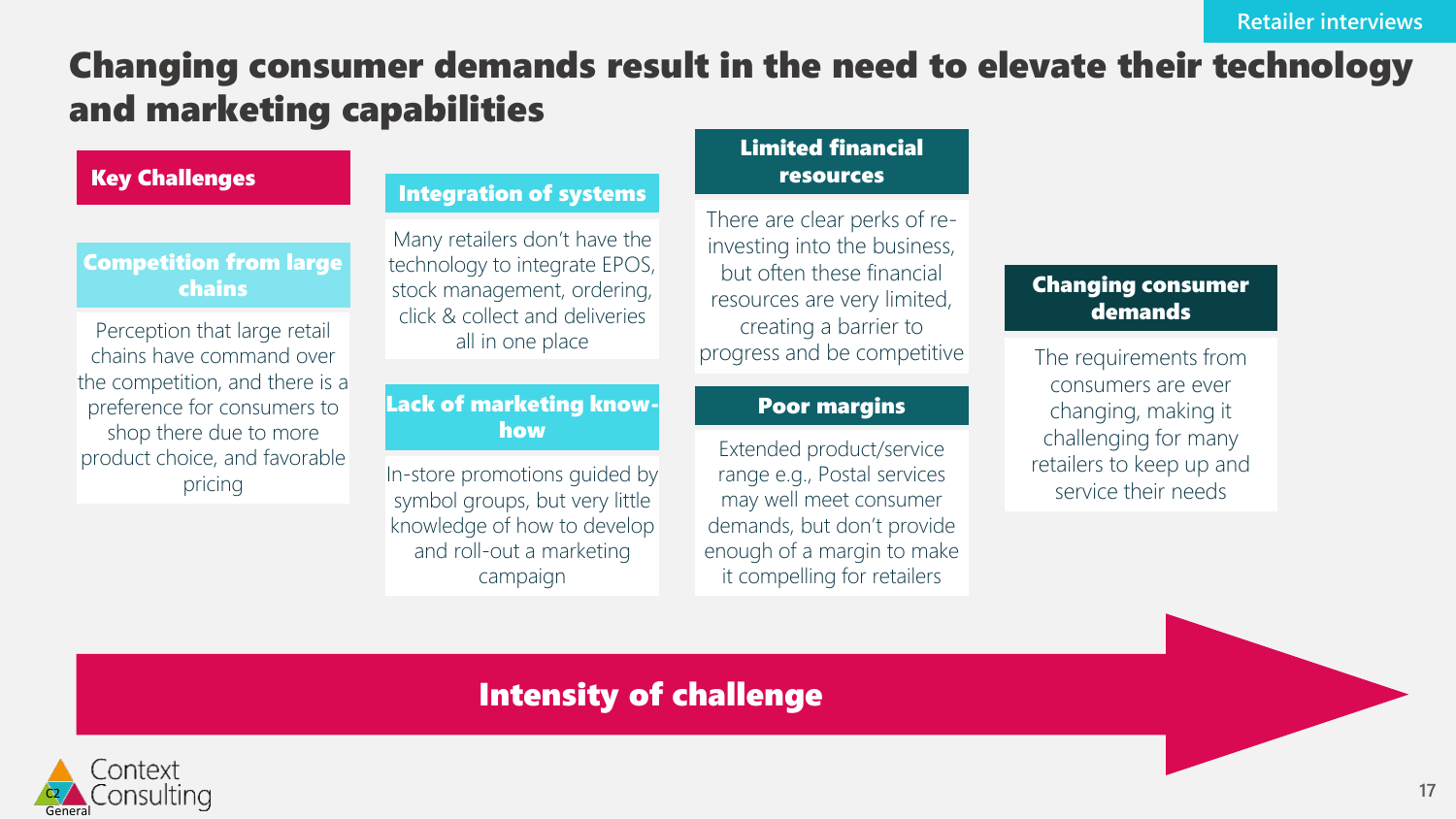# Changing consumer demands result in the need to elevate their technology and marketing capabilities

## Key Challenges

### Competition from large chains

Perception that large retail chains have command over the competition, and there is a preference for consumers to shop there due to more product choice, and favorable pricing

### Integration of systems

Many retailers don't have the technology to integrate EPOS, stock management, ordering, click & collect and deliveries all in one place

### Lack of marketing know-how

In-store promotions guided by symbol groups, but very little knowledge of how to develop and roll-out a marketing campaign

### Limited financial resources

There are clear perks of re-investing into the business, but often these financial resources are very limited, creating a barrier to progress and be competitive

### Poor margins

Extended product/service range e.g., Postal services may well meet consumer demands, but don't provide enough of a margin to make it compelling for retailers

### Changing consumer demands

The requirements from consumers are ever changing, making it challenging for many retailers to keep up and service their needs

**Intensity of challenge** →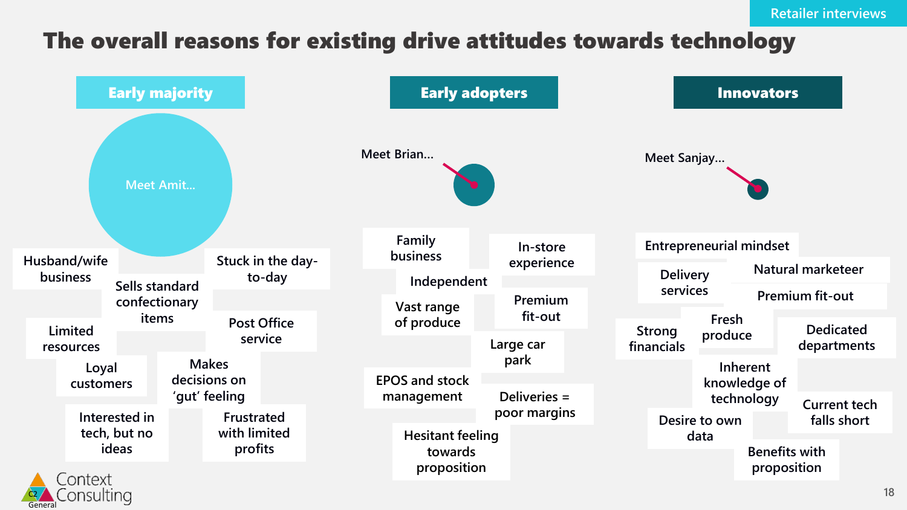# The overall reasons for existing drive attitudes towards technology

## Early majority

Meet Amit...

- Husband/wife business
- Sells standard confectionary items
- Stuck in the day-to-day
- Limited resources
- Post Office service
- Loyal customers
- Makes decisions on 'gut' feeling
- Interested in tech, but no ideas
- Frustrated with limited profits

## Early adopters

Meet Brian...

- Family business
- In-store experience
- Independent
- Vast range of produce
- Premium fit-out
- Large car park
- EPOS and stock management
- Deliveries = poor margins
- Hesitant feeling towards proposition

## Innovators

Meet Sanjay...

- Entrepreneurial mindset
- Delivery services
- Natural marketeer
- Premium fit-out
- Strong financials
- Fresh produce
- Dedicated departments
- Inherent knowledge of technology
- Current tech falls short
- Desire to own data
- Benefits with proposition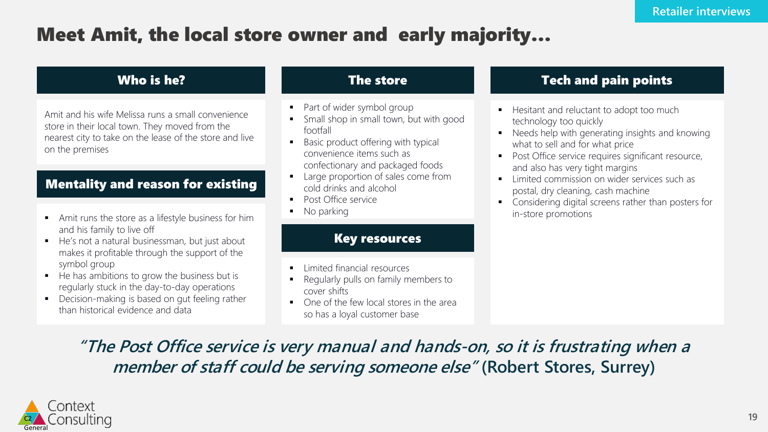Retailer interviews

# Meet Amit, the local store owner and early majority…

## Who is he?

Amit and his wife Melissa runs a small convenience store in their local town. They moved from the nearest city to take on the lease of the store and live on the premises

## Mentality and reason for existing

- Amit runs the store as a lifestyle business for him and his family to live off
- He's not a natural businessman, but just about makes it profitable through the support of the symbol group
- He has ambitions to grow the business but is regularly stuck in the day-to-day operations
- Decision-making is based on gut feeling rather than historical evidence and data

## The store

- Part of wider symbol group
- Small shop in small town, but with good footfall
- Basic product offering with typical convenience items such as confectionary and packaged foods
- Large proportion of sales come from cold drinks and alcohol
- Post Office service
- No parking

## Key resources

- Limited financial resources
- Regularly pulls on family members to cover shifts
- One of the few local stores in the area so has a loyal customer base

## Tech and pain points

- Hesitant and reluctant to adopt too much technology too quickly
- Needs help with generating insights and knowing what to sell and for what price
- Post Office service requires significant resource, and also has very tight margins
- Limited commission on wider services such as postal, dry cleaning, cash machine
- Considering digital screens rather than posters for in-store promotions

***"The Post Office service is very manual and hands-on, so it is frustrating when a member of staff could be serving someone else"*** **(Robert Stores, Surrey)**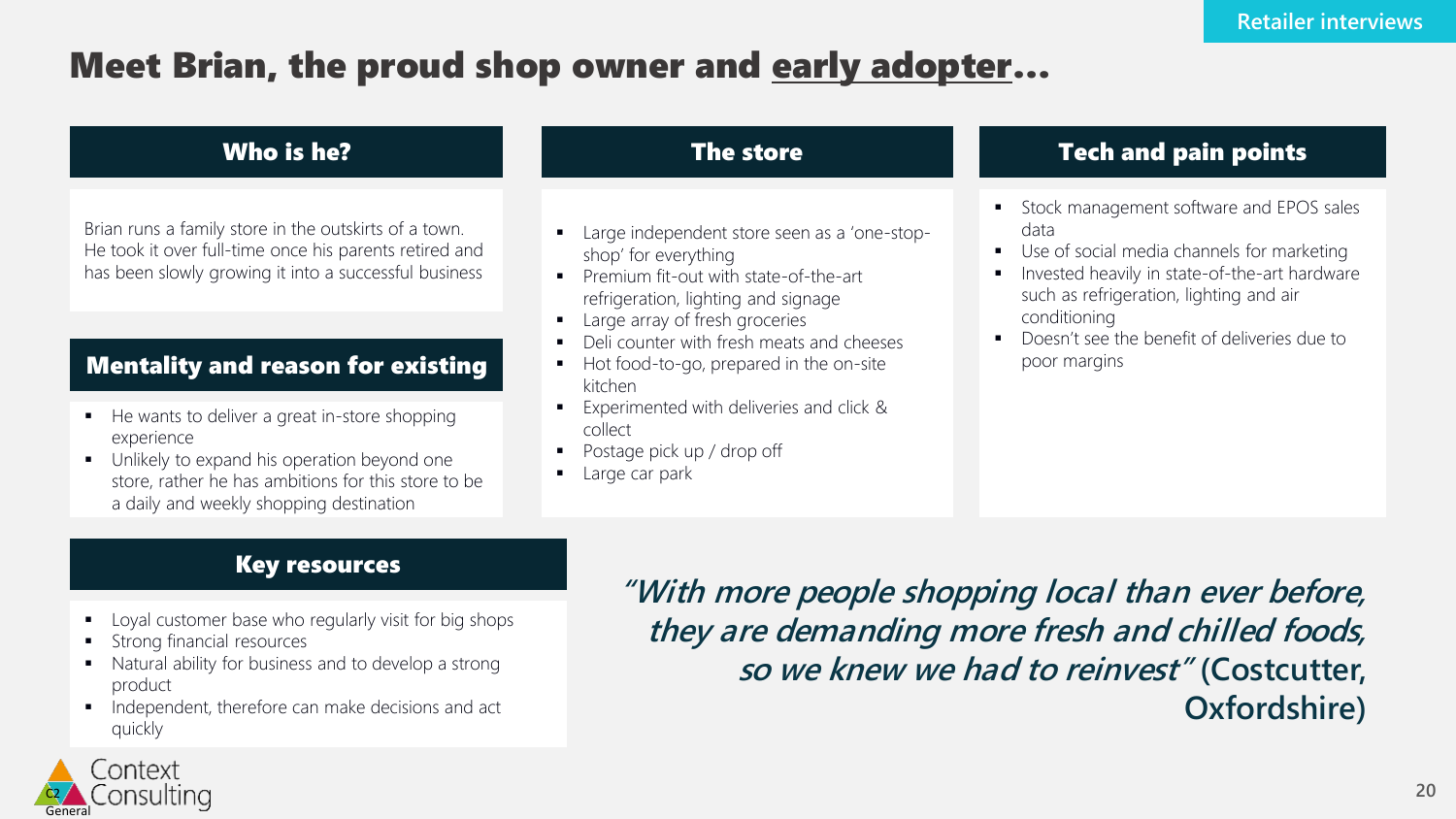# Meet Brian, the proud shop owner and early adopter…

## Who is he?

Brian runs a family store in the outskirts of a town. He took it over full-time once his parents retired and has been slowly growing it into a successful business

## Mentality and reason for existing

- He wants to deliver a great in-store shopping experience
- Unlikely to expand his operation beyond one store, rather he has ambitions for this store to be a daily and weekly shopping destination

## The store

- Large independent store seen as a 'one-stop-shop' for everything
- Premium fit-out with state-of-the-art refrigeration, lighting and signage
- Large array of fresh groceries
- Deli counter with fresh meats and cheeses
- Hot food-to-go, prepared in the on-site kitchen
- Experimented with deliveries and click & collect
- Postage pick up / drop off
- Large car park

## Tech and pain points

- Stock management software and EPOS sales data
- Use of social media channels for marketing
- Invested heavily in state-of-the-art hardware such as refrigeration, lighting and air conditioning
- Doesn't see the benefit of deliveries due to poor margins

## Key resources

- Loyal customer base who regularly visit for big shops
- Strong financial resources
- Natural ability for business and to develop a strong product
- Independent, therefore can make decisions and act quickly

***"With more people shopping local than ever before, they are demanding more fresh and chilled foods, so we knew we had to reinvest"*** **(Costcutter, Oxfordshire)**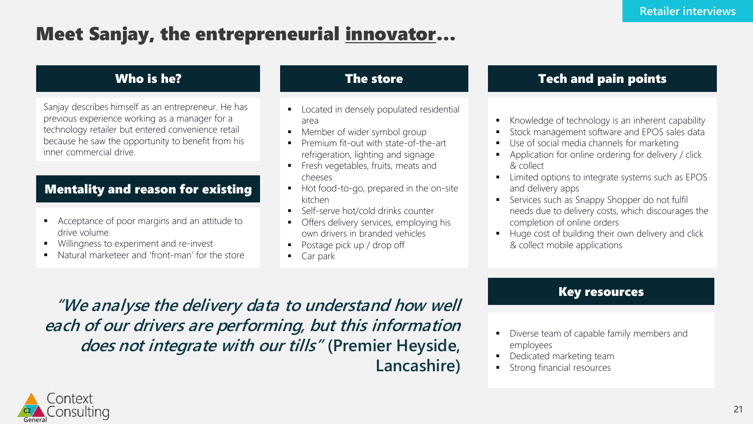# Meet Sanjay, the entrepreneurial innovator…

## Who is he?

Sanjay describes himself as an entrepreneur. He has previous experience working as a manager for a technology retailer but entered convenience retail because he saw the opportunity to benefit from his inner commercial drive.

## Mentality and reason for existing

- Acceptance of poor margins and an attitude to drive volume
- Willingness to experiment and re-invest
- Natural marketeer and 'front-man' for the store

## The store

- Located in densely populated residential area
- Member of wider symbol group
- Premium fit-out with state-of-the-art refrigeration, lighting and signage
- Fresh vegetables, fruits, meats and cheeses
- Hot food-to-go, prepared in the on-site kitchen
- Self-serve hot/cold drinks counter
- Offers delivery services, employing his own drivers in branded vehicles
- Postage pick up / drop off
- Car park

## Tech and pain points

- Knowledge of technology is an inherent capability
- Stock management software and EPOS sales data
- Use of social media channels for marketing
- Application for online ordering for delivery / click & collect
- Limited options to integrate systems such as EPOS and delivery apps
- Services such as Snappy Shopper do not fulfil needs due to delivery costs, which discourages the completion of online orders
- Huge cost of building their own delivery and click & collect mobile applications

***"We analyse the delivery data to understand how well each of our drivers are performing, but this information does not integrate with our tills"*** **(Premier Heyside, Lancashire)**

## Key resources

- Diverse team of capable family members and employees
- Dedicated marketing team
- Strong financial resources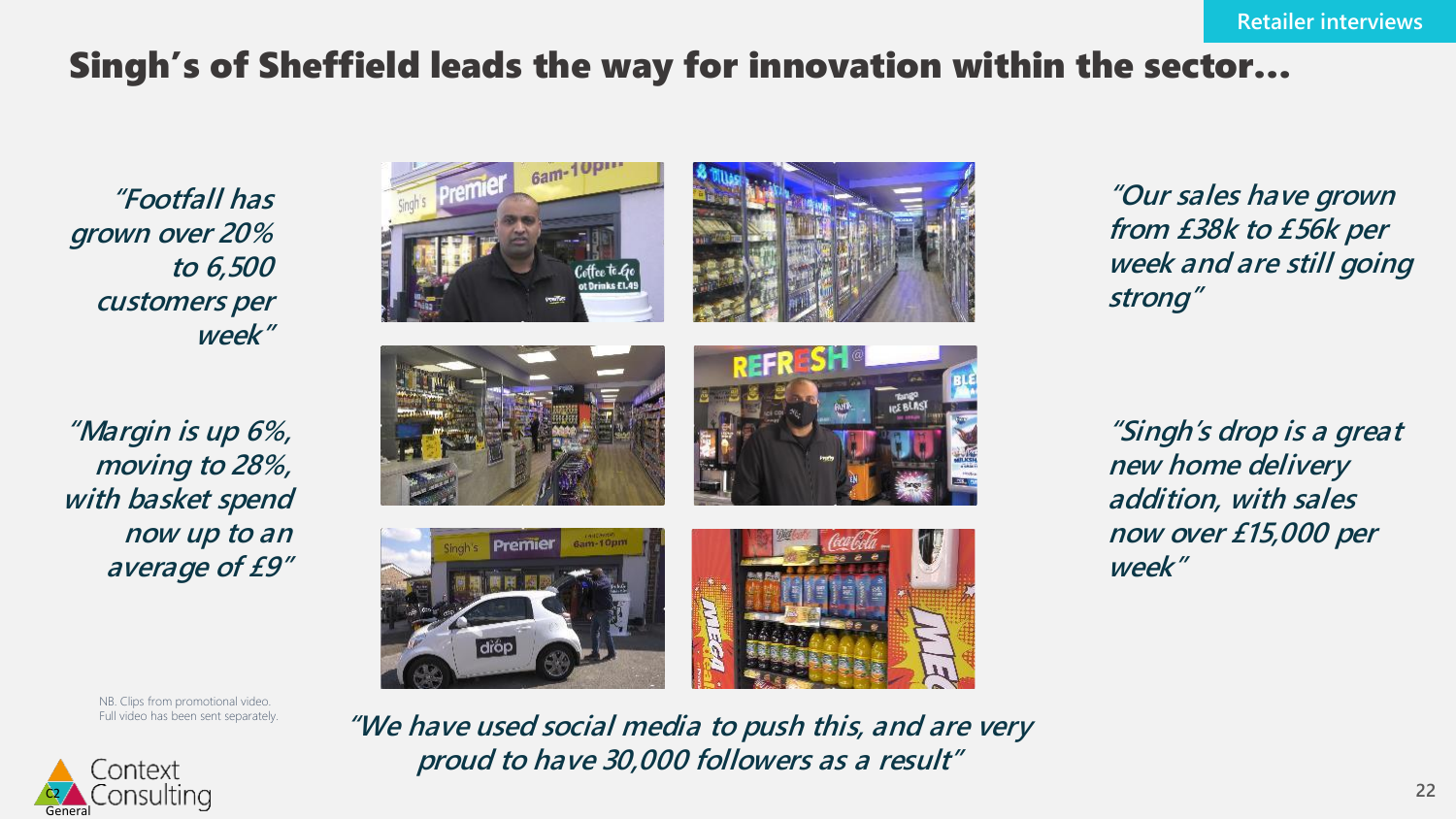Retailer interviews

# Singh's of Sheffield leads the way for innovation within the sector…

*"Footfall has grown over 20% to 6,500 customers per week"*

*"Margin is up 6%, moving to 28%, with basket spend now up to an average of £9"*

*"Our sales have grown from £38k to £56k per week and are still going strong"*

*"Singh's drop is a great new home delivery addition, with sales now over £15,000 per week"*

*"We have used social media to push this, and are very proud to have 30,000 followers as a result"*

NB. Clips from promotional video. Full video has been sent separately.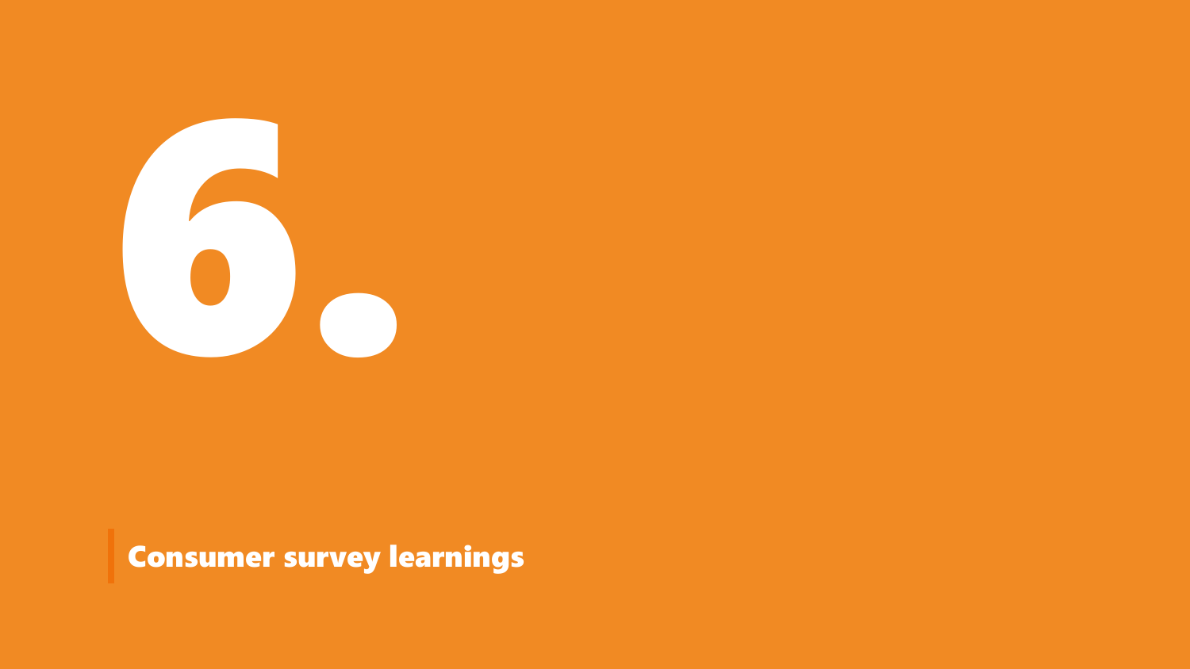# 6.

## Consumer survey learnings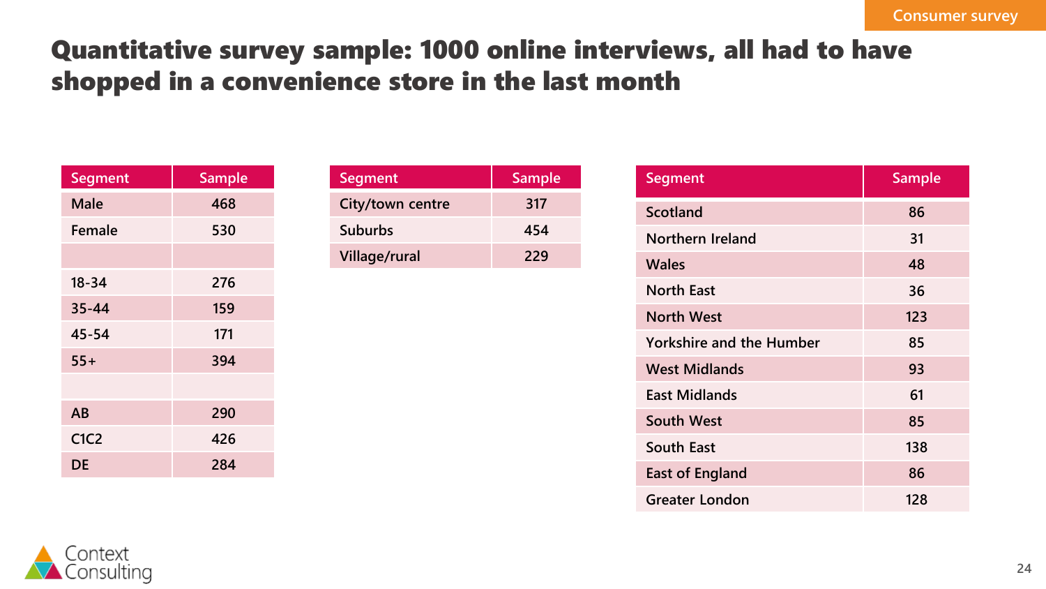# Quantitative survey sample: 1000 online interviews, all had to have shopped in a convenience store in the last month

| Segment | Sample |
|---|---|
| Male | 468 |
| Female | 530 |
| | |
| 18-34 | 276 |
| 35-44 | 159 |
| 45-54 | 171 |
| 55+ | 394 |
| | |
| AB | 290 |
| C1C2 | 426 |
| DE | 284 |

| Segment | Sample |
|---|---|
| City/town centre | 317 |
| Suburbs | 454 |
| Village/rural | 229 |

| Segment | Sample |
|---|---|
| Scotland | 86 |
| Northern Ireland | 31 |
| Wales | 48 |
| North East | 36 |
| North West | 123 |
| Yorkshire and the Humber | 85 |
| West Midlands | 93 |
| East Midlands | 61 |
| South West | 85 |
| South East | 138 |
| East of England | 86 |
| Greater London | 128 |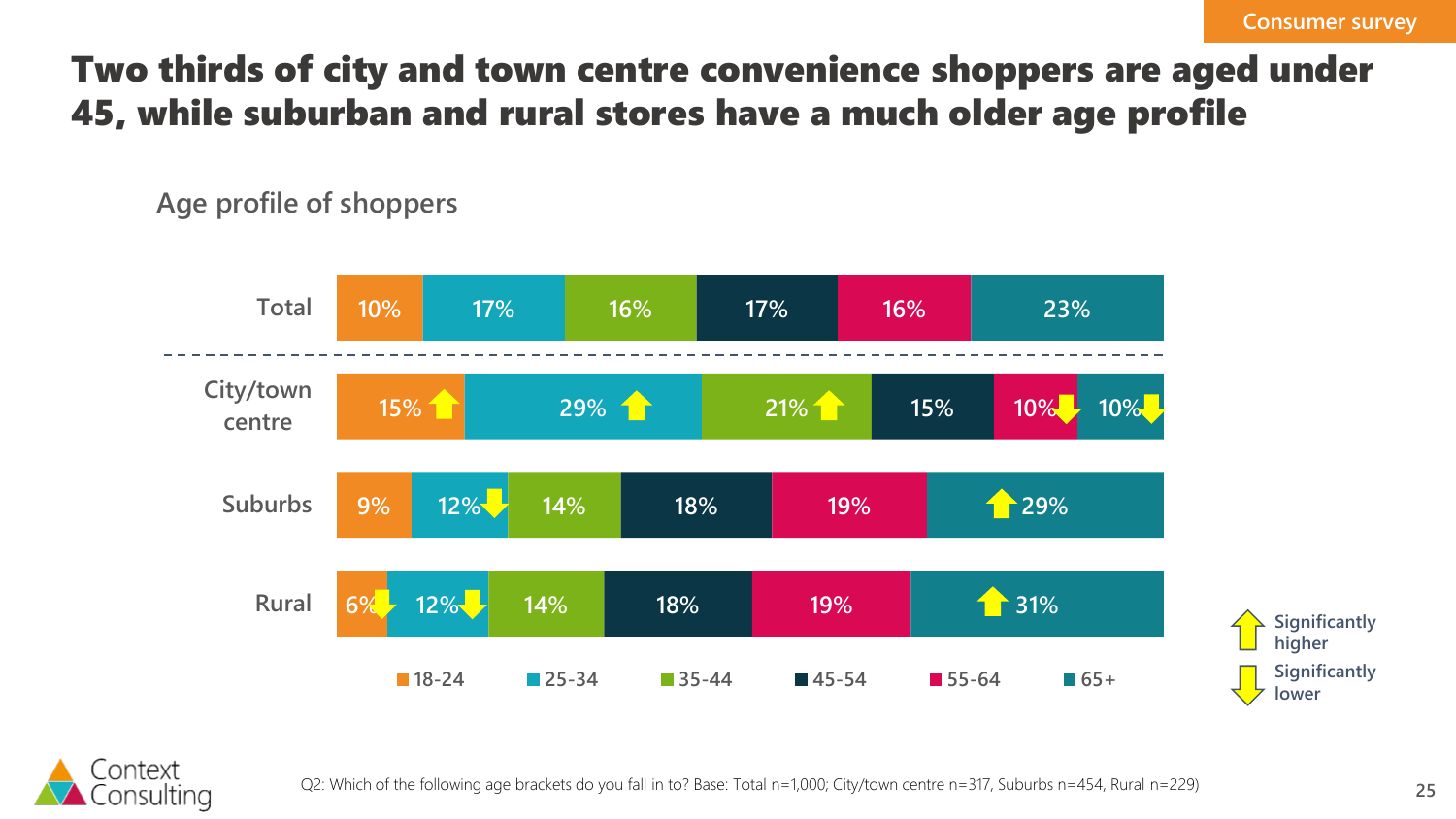Consumer survey

# Two thirds of city and town centre convenience shoppers are aged under 45, while suburban and rural stores have a much older age profile

## Age profile of shoppers

| | 18-24 | 25-34 | 35-44 | 45-54 | 55-64 | 65+ |
|---|---|---|---|---|---|---|
| Total | 10% | 17% | 16% | 17% | 16% | 23% |
| City/town centre | 15% ↑ | 29% ↑ | 21% ↑ | 15% | 10% ↓ | 10% ↓ |
| Suburbs | 9% | 12% ↓ | 14% | 18% | 19% | 29% ↑ |
| Rural | 6% ↓ | 12% ↓ | 14% | 18% | 19% | 31% ↑ |

↑ Significantly higher
↓ Significantly lower

Q2: Which of the following age brackets do you fall in to? Base: Total n=1,000; City/town centre n=317, Suburbs n=454, Rural n=229)

Context Consulting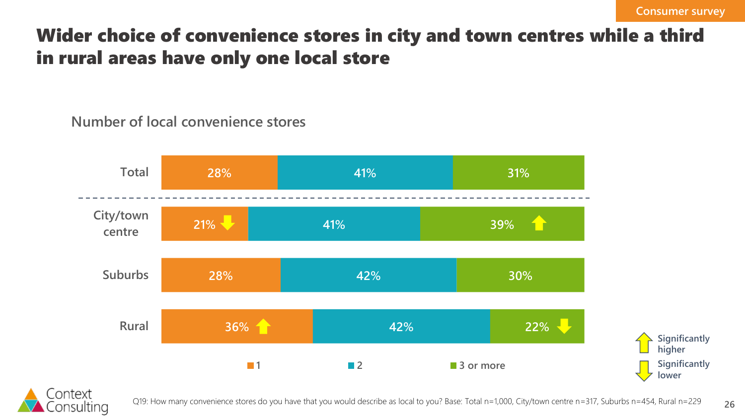# Wider choice of convenience stores in city and town centres while a third in rural areas have only one local store

Consumer survey

**Number of local convenience stores**

| | 1 | 2 | 3 or more |
|---|---|---|---|
| Total | 28% | 41% | 31% |
| City/town centre | 21% ↓ | 41% | 39% ↑ |
| Suburbs | 28% | 42% | 30% |
| Rural | 36% ↑ | 42% | 22% ↓ |

↑ Significantly higher
↓ Significantly lower

Q19: How many convenience stores do you have that you would describe as local to you? Base: Total n=1,000, City/town centre n=317, Suburbs n=454, Rural n=229

Context Consulting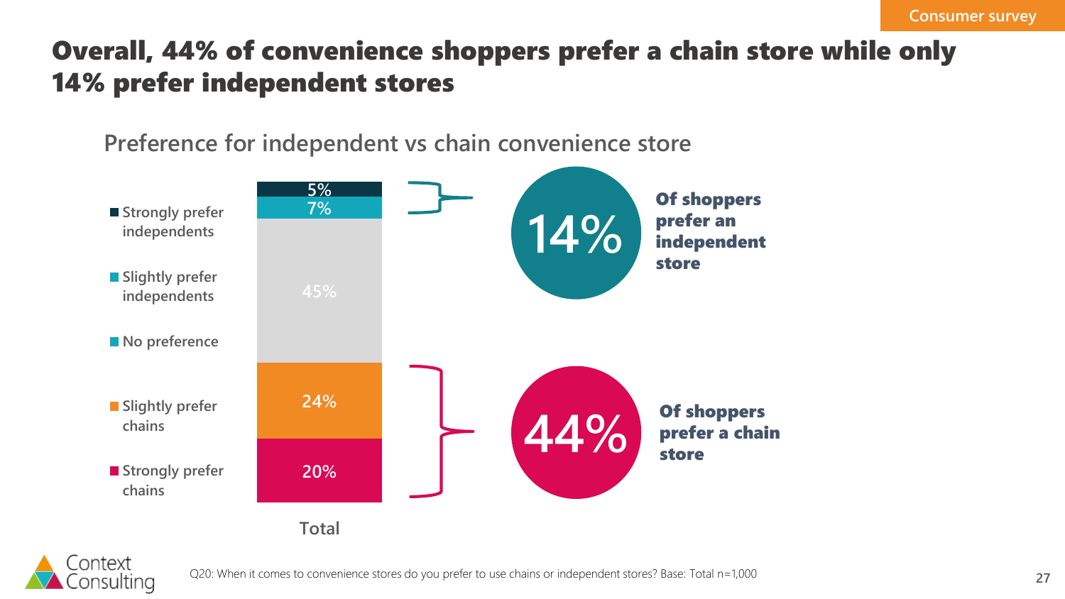# Overall, 44% of convenience shoppers prefer a chain store while only 14% prefer independent stores

## Preference for independent vs chain convenience store

| Response | Total |
| --- | --- |
| Strongly prefer independents | 5% |
| Slightly prefer independents | 7% |
| No preference | 45% |
| Slightly prefer chains | 24% |
| Strongly prefer chains | 20% |

**14%** Of shoppers prefer an independent store

**44%** Of shoppers prefer a chain store

Q20: When it comes to convenience stores do you prefer to use chains or independent stores? Base: Total n=1,000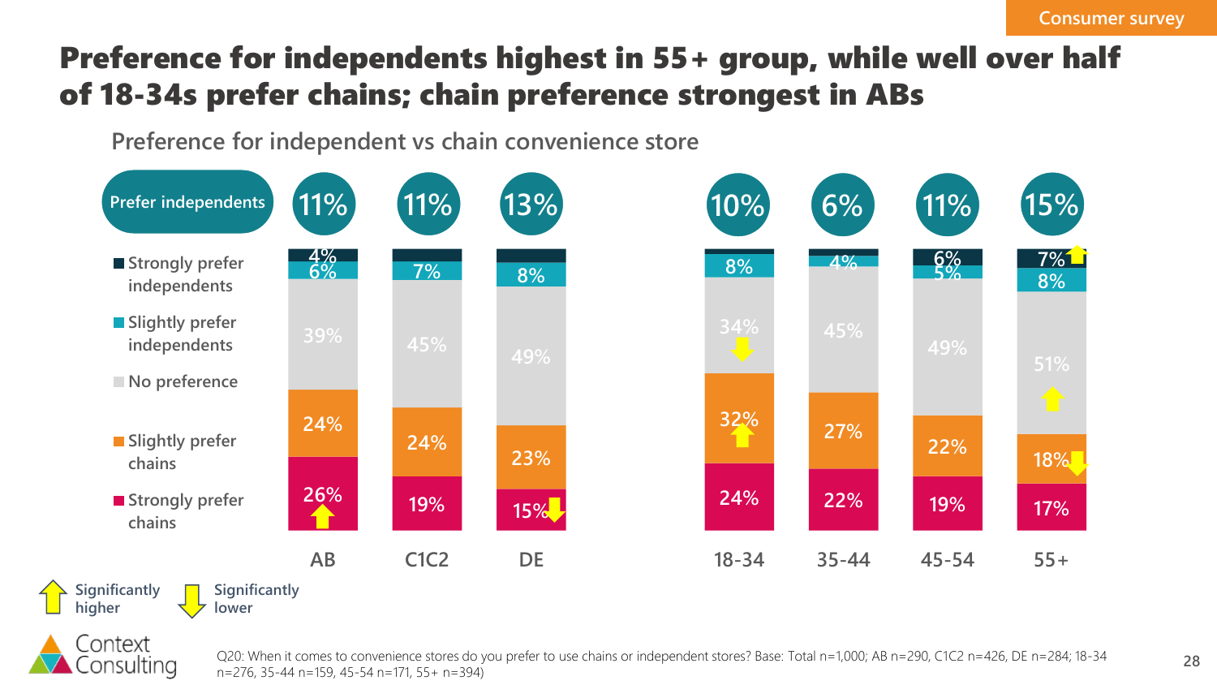Consumer survey

# Preference for independents highest in 55+ group, while well over half of 18-34s prefer chains; chain preference strongest in ABs

## Preference for independent vs chain convenience store

| | AB | C1C2 | DE | 18-34 | 35-44 | 45-54 | 55+ |
|---|---|---|---|---|---|---|---|
| **Prefer independents** | 11% | 11% | 13% | 10% | 6% | 11% | 15% |
| Strongly prefer independents | 4% | | | | | 6% | 7% ↑ |
| Slightly prefer independents | 6% | 7% | 8% | 8% | 4% | 5% | 8% |
| No preference | 39% | 45% | 49% | 34% ↓ | 45% | 49% | 51% ↑ |
| Slightly prefer chains | 24% | 24% | 23% | 32% ↑ | 27% | 22% | 18% ↓ |
| Strongly prefer chains | 26% ↑ | 19% | 15% ↓ | 24% | 22% | 19% | 17% |

↑ Significantly higher ↓ Significantly lower

Q20: When it comes to convenience stores do you prefer to use chains or independent stores? Base: Total n=1,000; AB n=290, C1C2 n=426, DE n=284; 18-34 n=276, 35-44 n=159, 45-54 n=171, 55+ n=394)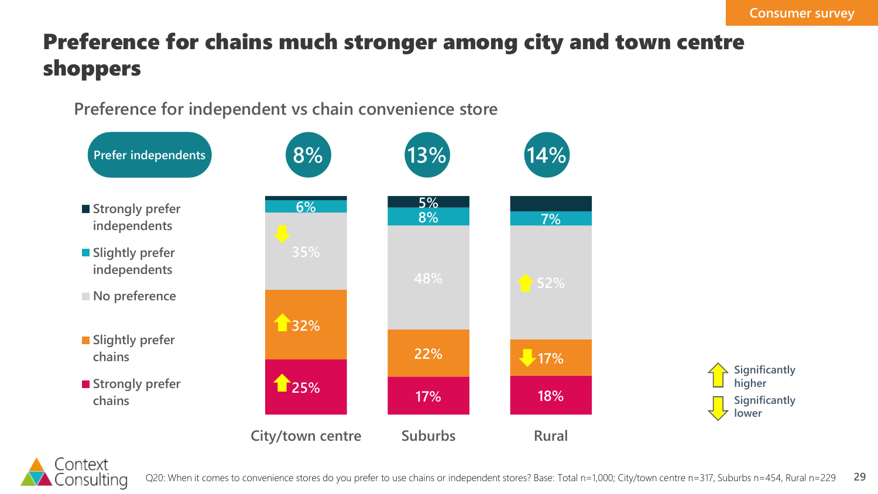Consumer survey

# Preference for chains much stronger among city and town centre shoppers

## Preference for independent vs chain convenience store

| | City/town centre | Suburbs | Rural |
|---|---|---|---|
| Prefer independents | 8% | 13% | 14% |
| Strongly prefer independents | | 5% | |
| Slightly prefer independents | 6% | 8% | 7% |
| No preference | 35% (significantly lower) | 48% | 52% (significantly higher) |
| Slightly prefer chains | 32% (significantly higher) | 22% | 17% (significantly lower) |
| Strongly prefer chains | 25% (significantly higher) | 17% | 18% |

Significantly higher / Significantly lower

Q20: When it comes to convenience stores do you prefer to use chains or independent stores? Base: Total n=1,000; City/town centre n=317, Suburbs n=454, Rural n=229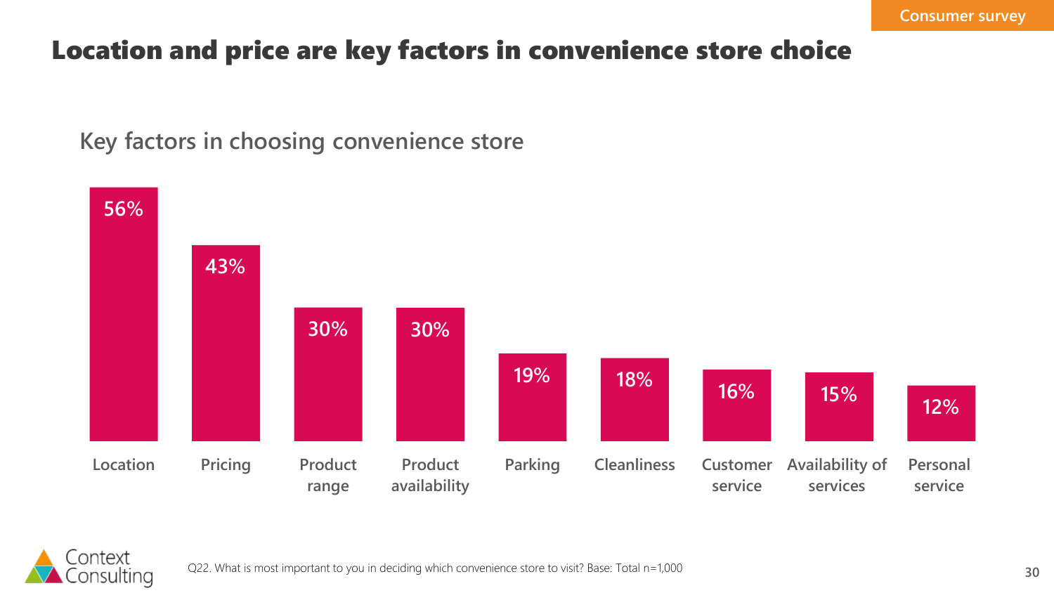Consumer survey

# Location and price are key factors in convenience store choice

## Key factors in choosing convenience store

| Factor | % |
| --- | --- |
| Location | 56% |
| Pricing | 43% |
| Product range | 30% |
| Product availability | 30% |
| Parking | 19% |
| Cleanliness | 18% |
| Customer service | 16% |
| Availability of services | 15% |
| Personal service | 12% |

Q22. What is most important to you in deciding which convenience store to visit? Base: Total n=1,000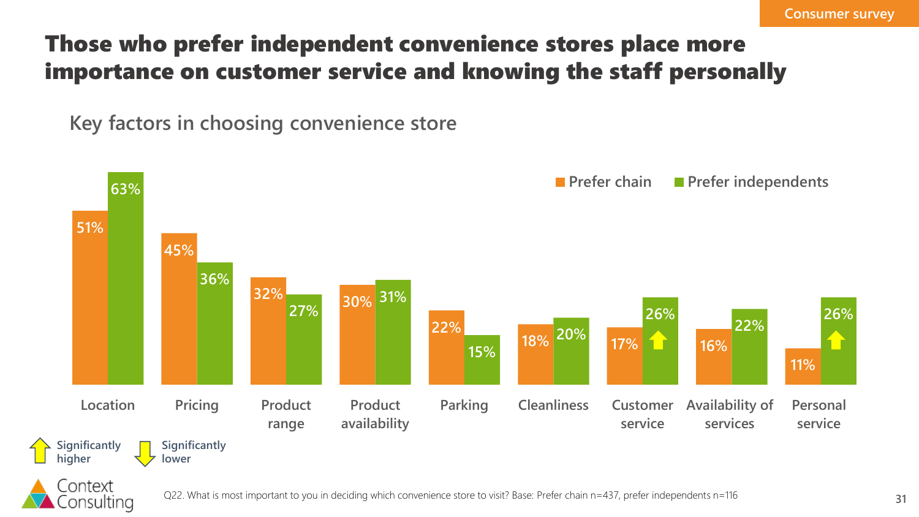# Those who prefer independent convenience stores place more importance on customer service and knowing the staff personally

## Key factors in choosing convenience store

| Factor | Prefer chain | Prefer independents |
| --- | --- | --- |
| Location | 51% | 63% |
| Pricing | 45% | 36% |
| Product range | 32% | 27% |
| Product availability | 30% | 31% |
| Parking | 22% | 15% |
| Cleanliness | 18% | 20% |
| Customer service | 17% | 26% ↑ |
| Availability of services | 16% | 22% |
| Personal service | 11% | 26% ↑ |

↑ Significantly higher ↓ Significantly lower

Q22. What is most important to you in deciding which convenience store to visit? Base: Prefer chain n=437, prefer independents n=116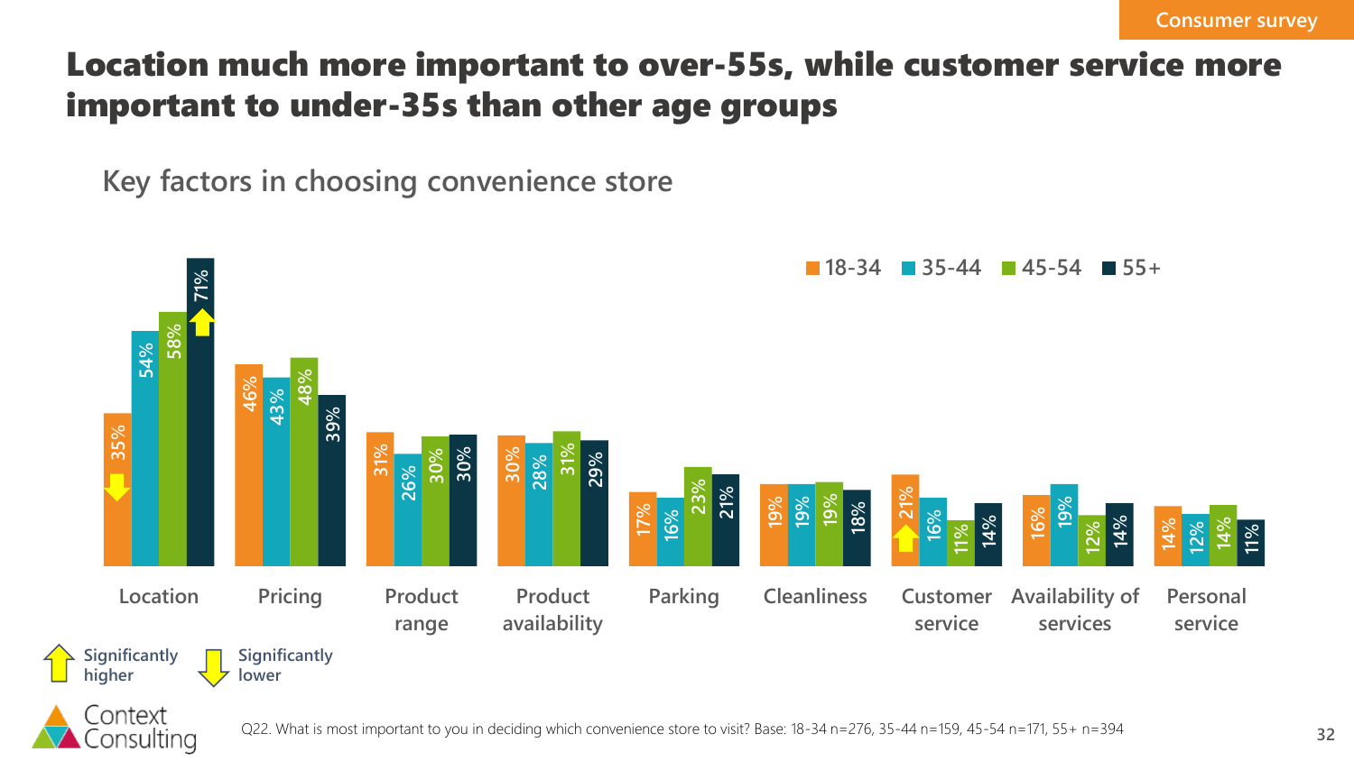Consumer survey

# Location much more important to over-55s, while customer service more important to under-35s than other age groups

## Key factors in choosing convenience store

| Factor | 18-34 | 35-44 | 45-54 | 55+ |
| --- | --- | --- | --- | --- |
| Location | 35% ↓ | 54% | 58% | 71% ↑ |
| Pricing | 46% | 43% | 48% | 39% |
| Product range | 31% | 26% | 30% | 30% |
| Product availability | 30% | 28% | 31% | 29% |
| Parking | 17% | 16% | 23% | 21% |
| Cleanliness | 19% | 19% | 19% | 18% |
| Customer service | 21% ↑ | 16% | 11% | 14% |
| Availability of services | 16% | 19% | 12% | 14% |
| Personal service | 14% | 12% | 14% | 11% |

↑ Significantly higher   ↓ Significantly lower

Q22. What is most important to you in deciding which convenience store to visit? Base: 18-34 n=276, 35-44 n=159, 45-54 n=171, 55+ n=394

Context Consulting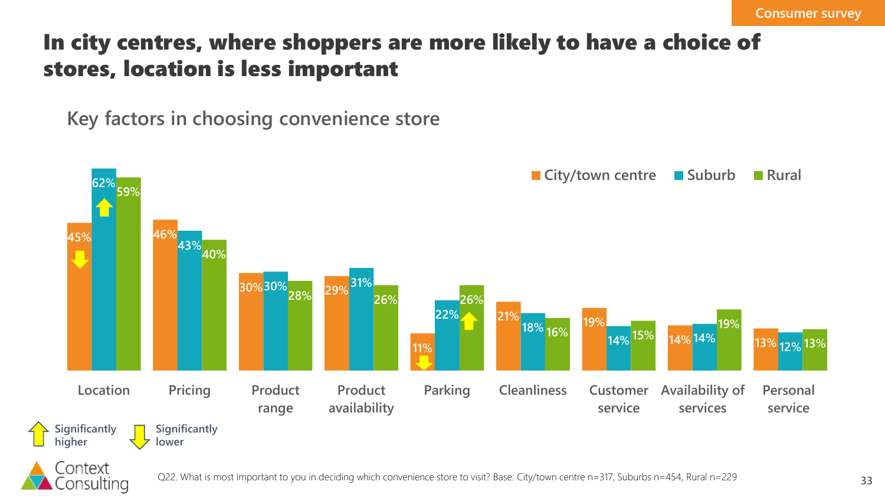Consumer survey

# In city centres, where shoppers are more likely to have a choice of stores, location is less important

## Key factors in choosing convenience store

| Factor | City/town centre | Suburb | Rural |
|---|---|---|---|
| Location | 45% ↓ | 62% ↑ | 59% |
| Pricing | 46% | 43% | 40% |
| Product range | 30% | 30% | 28% |
| Product availability | 29% | 31% | 26% |
| Parking | 11% ↓ | 22% | 26% ↑ |
| Cleanliness | 21% | 18% | 16% |
| Customer service | 19% | 14% | 15% |
| Availability of services | 14% | 14% | 19% |
| Personal service | 13% | 12% | 13% |

↑ Significantly higher ↓ Significantly lower

Q22. What is most important to you in deciding which convenience store to visit? Base: City/town centre n=317, Suburbs n=454, Rural n=229

Context Consulting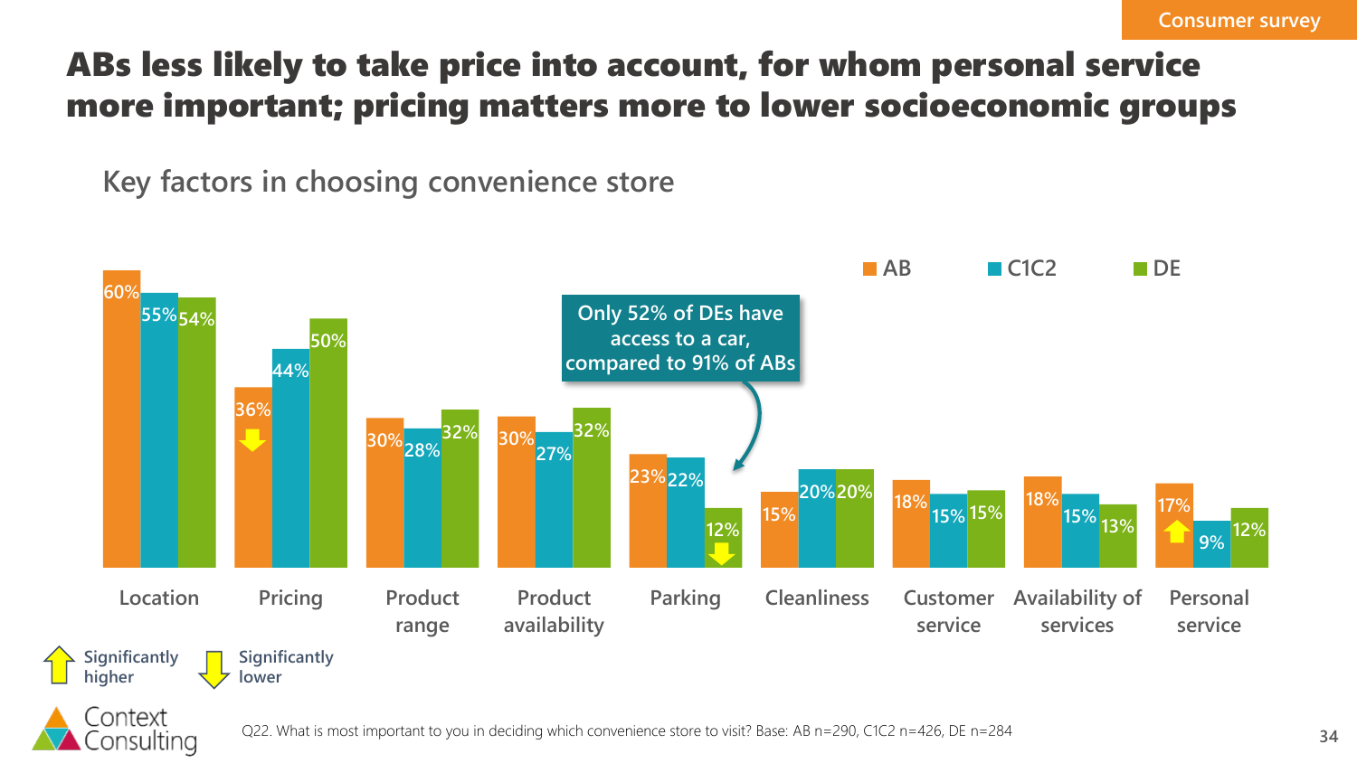# ABs less likely to take price into account, for whom personal service more important; pricing matters more to lower socioeconomic groups

## Key factors in choosing convenience store

| Factor | AB | C1C2 | DE |
|---|---|---|---|
| Location | 60% | 55% | 54% |
| Pricing | 36% ⇩ | 44% | 50% |
| Product range | 30% | 28% | 32% |
| Product availability | 30% | 27% | 32% |
| Parking | 23% | 22% | 12% ⇩ |
| Cleanliness | 15% | 20% | 20% |
| Customer service | 18% | 15% | 15% |
| Availability of services | 18% | 15% | 13% |
| Personal service | 17% ⇧ | 9% | 12% |

Only 52% of DEs have access to a car, compared to 91% of ABs

⇧ Significantly higher ⇩ Significantly lower

Q22. What is most important to you in deciding which convenience store to visit? Base: AB n=290, C1C2 n=426, DE n=284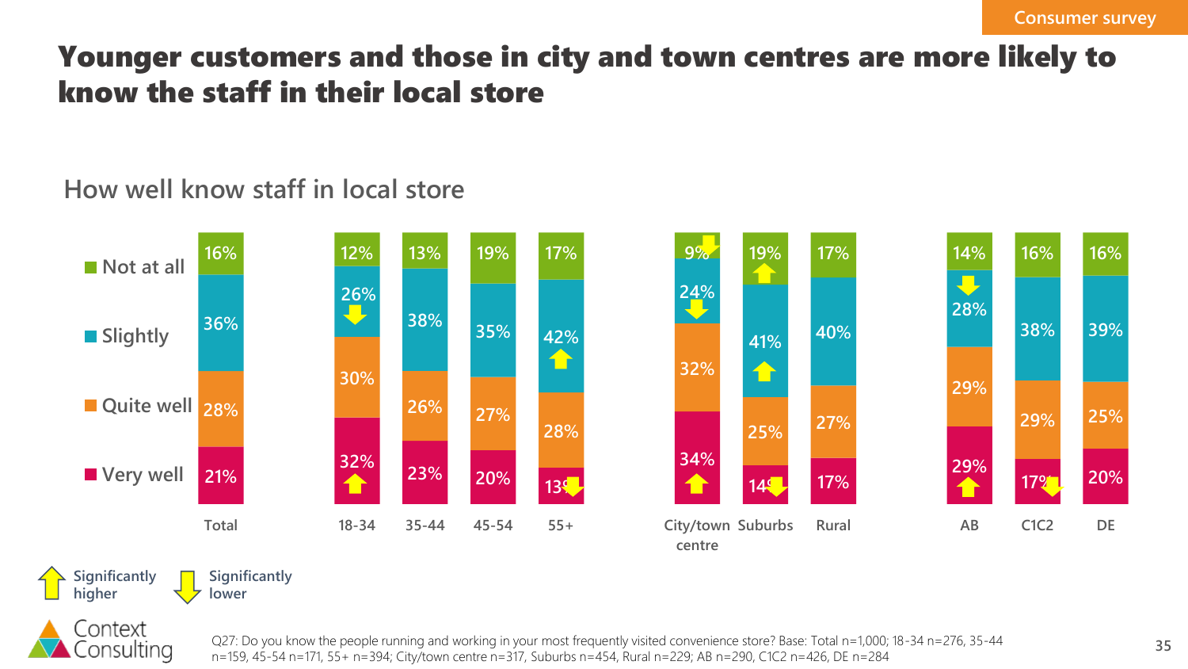Consumer survey

# Younger customers and those in city and town centres are more likely to know the staff in their local store

## How well know staff in local store

| | Total | 18-34 | 35-44 | 45-54 | 55+ | City/town centre | Suburbs | Rural | AB | C1C2 | DE |
|---|---|---|---|---|---|---|---|---|---|---|---|
| Not at all | 16% | 12% | 13% | 19% | 17% | 9% ↓ | 19% ↑ | 17% | 14% | 16% | 16% |
| Slightly | 36% | 26% ↓ | 38% | 35% | 42% ↑ | 24% ↓ | 41% ↑ | 40% | 28% ↓ | 38% | 39% |
| Quite well | 28% | 30% | 26% | 27% | 28% | 32% | 25% | 27% | 29% | 29% | 25% |
| Very well | 21% | 32% ↑ | 23% | 20% | 13% ↓ | 34% ↑ | 14% ↓ | 17% | 29% ↑ | 17% ↓ | 20% |

↑ Significantly higher ↓ Significantly lower

Q27: Do you know the people running and working in your most frequently visited convenience store? Base: Total n=1,000; 18-34 n=276, 35-44 n=159, 45-54 n=171, 55+ n=394; City/town centre n=317, Suburbs n=454, Rural n=229; AB n=290, C1C2 n=426, DE n=284

Context Consulting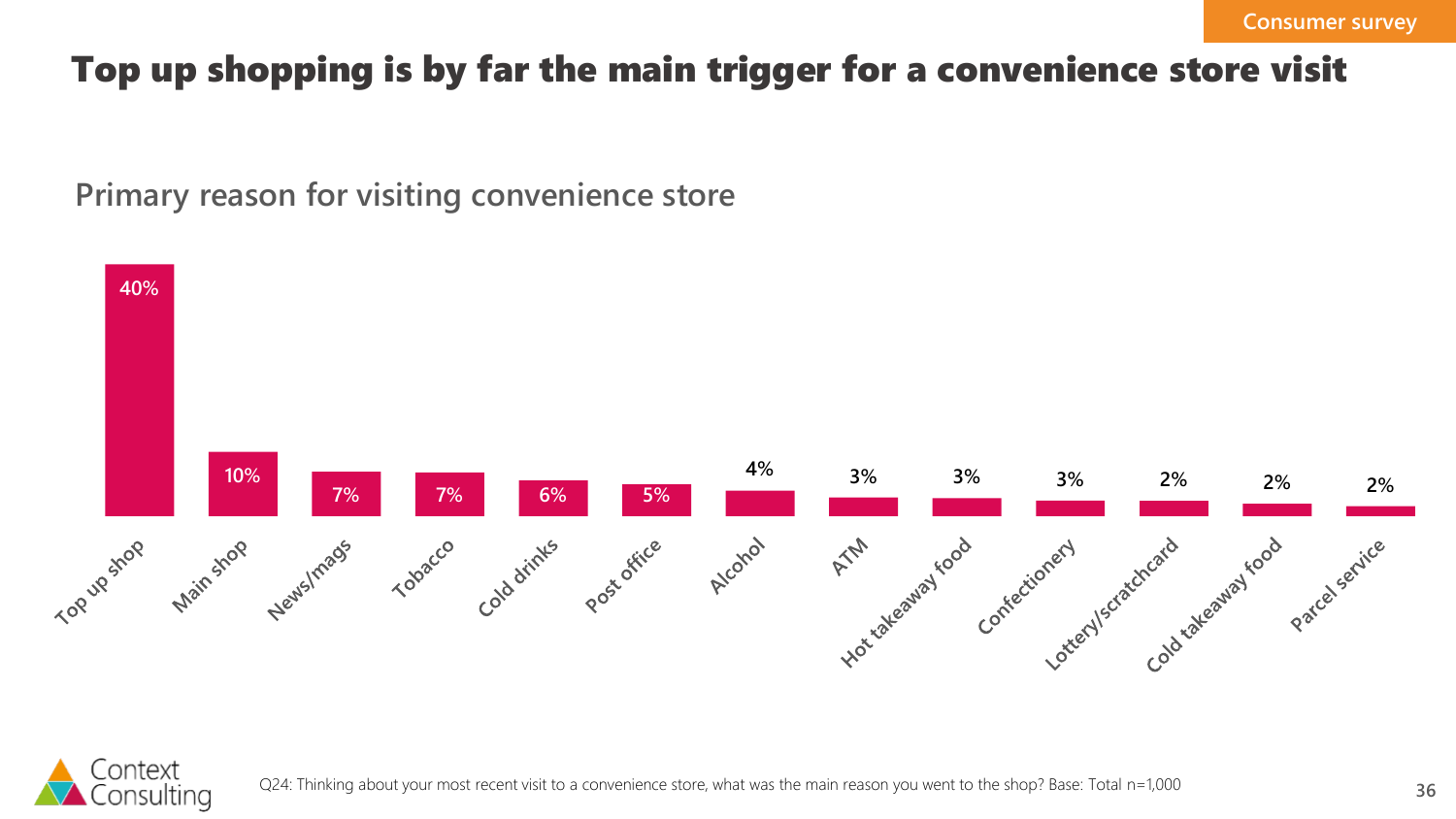Consumer survey

# Top up shopping is by far the main trigger for a convenience store visit

## Primary reason for visiting convenience store

| Reason | % |
|---|---|
| Top up shop | 40% |
| Main shop | 10% |
| News/mags | 7% |
| Tobacco | 7% |
| Cold drinks | 6% |
| Post office | 5% |
| Alcohol | 4% |
| ATM | 3% |
| Hot takeaway food | 3% |
| Confectionery | 3% |
| Lottery/scratchcard | 2% |
| Cold takeaway food | 2% |
| Parcel service | 2% |

Q24: Thinking about your most recent visit to a convenience store, what was the main reason you went to the shop? Base: Total n=1,000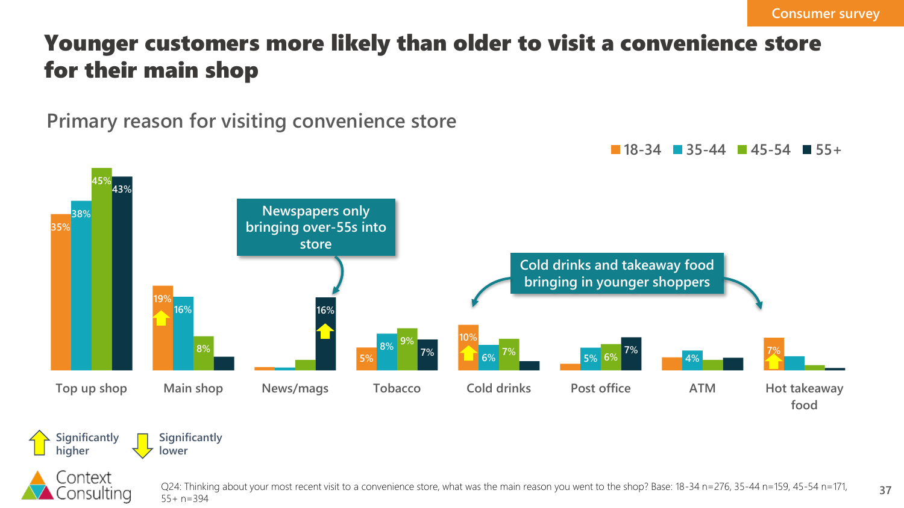Consumer survey

# Younger customers more likely than older to visit a convenience store for their main shop

## Primary reason for visiting convenience store

| | 18-34 | 35-44 | 45-54 | 55+ |
|---|---|---|---|---|
| Top up shop | 35% | 38% | 45% | 43% |
| Main shop | 19% ⇧ | 16% | 8% | |
| News/mags | | | | 16% ⇧ |
| Tobacco | 5% | 8% | 9% | 7% |
| Cold drinks | 10% ⇧ | 6% | 7% | |
| Post office | | 5% | 6% | 7% |
| ATM | | 4% | | |
| Hot takeaway food | 7% ⇧ | | | |

Newspapers only bringing over-55s into store

Cold drinks and takeaway food bringing in younger shoppers

⇧ Significantly higher ⇩ Significantly lower

Q24: Thinking about your most recent visit to a convenience store, what was the main reason you went to the shop? Base: 18-34 n=276, 35-44 n=159, 45-54 n=171, 55+ n=394

Context Consulting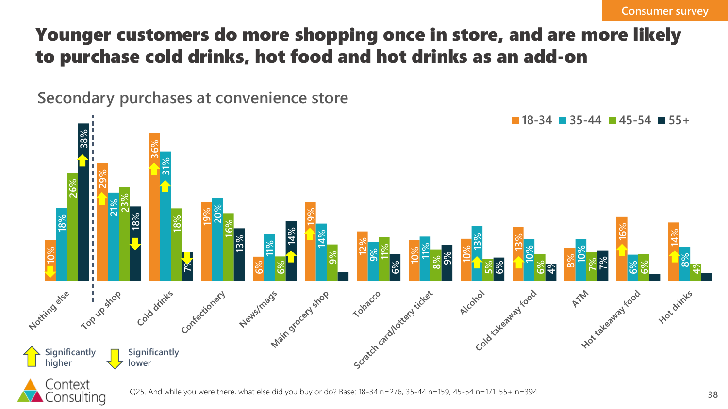Consumer survey

# Younger customers do more shopping once in store, and are more likely to purchase cold drinks, hot food and hot drinks as an add-on

## Secondary purchases at convenience store

| | 18-34 | 35-44 | 45-54 | 55+ |
|---|---|---|---|---|
| Nothing else | 10% ↓ | 18% | 26% | 38% ↑ |
| Top up shop | 29% ↑ | 21% | 23% | 18% ↓ |
| Cold drinks | 36% ↑ | 31% ↑ | 18% | 7% ↓ |
| Confectionery | 19% | 20% | 16% | 13% |
| News/mags | 6% | 11% | 6% | 14% ↑ |
| Main grocery shop | 19% ↑ | 14% | 9% | |
| Tobacco | 12% | 9% | 11% | 6% |
| Scratch card/lottery ticket | 10% | 11% | 8% | 9% |
| Alcohol | 10% ↑ | 13% | 5% | 6% |
| Cold takeaway food | 13% ↑ | 10% | 6% | 4% |
| ATM | 8% | 10% | 7% | 7% |
| Hot takeaway food | 16% ↑ | 6% | 6% | |
| Hot drinks | 14% ↑ | 8% | 4% | |

↑ Significantly higher ↓ Significantly lower

Q25. And while you were there, what else did you buy or do? Base: 18-34 n=276, 35-44 n=159, 45-54 n=171, 55+ n=394

Context Consulting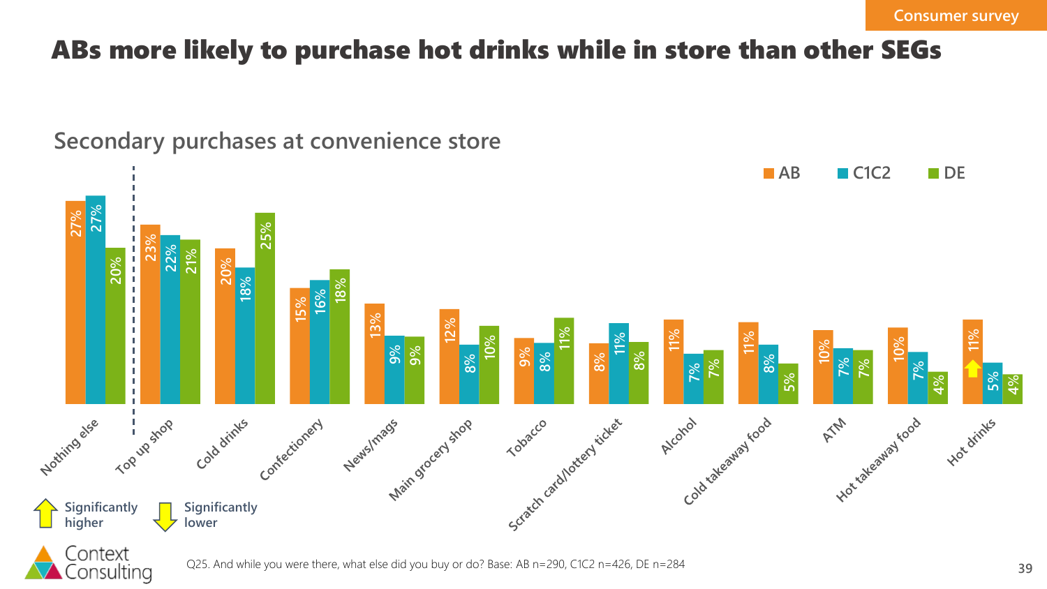Consumer survey

# ABs more likely to purchase hot drinks while in store than other SEGs

## Secondary purchases at convenience store

| | AB | C1C2 | DE |
|---|---|---|---|
| Nothing else | 27% | 27% | 20% |
| Top up shop | 23% | 22% | 21% |
| Cold drinks | 20% | 18% | 25% |
| Confectionery | 15% | 16% | 18% |
| News/mags | 13% | 9% | 9% |
| Main grocery shop | 12% | 8% | 10% |
| Tobacco | 9% | 8% | 11% |
| Scratch card/lottery ticket | 8% | 11% | 8% |
| Alcohol | 11% | 7% | 7% |
| Cold takeaway food | 11% | 8% | 5% |
| ATM | 10% | 7% | 7% |
| Hot takeaway food | 10% | 7% | 4% |
| Hot drinks | 11% (Significantly higher) | 5% | 4% |

Significantly higher | Significantly lower

Q25. And while you were there, what else did you buy or do? Base: AB n=290, C1C2 n=426, DE n=284

Context Consulting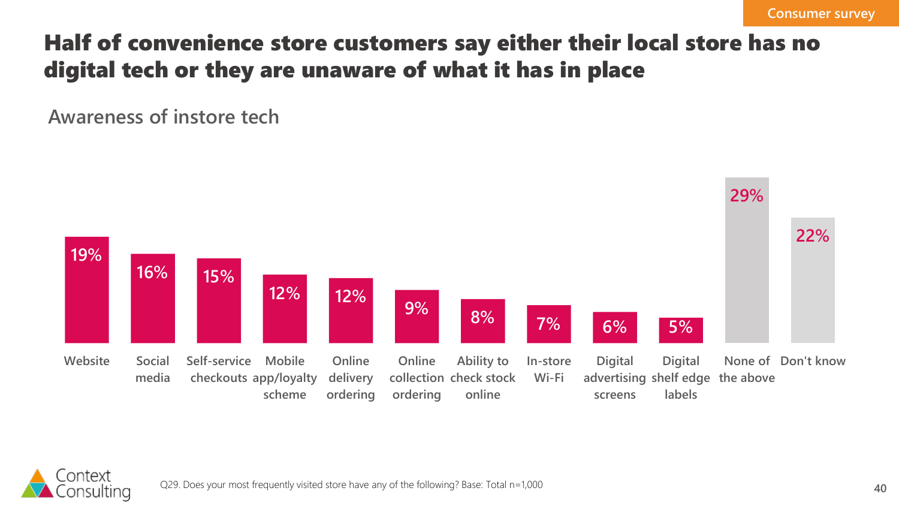Consumer survey

# Half of convenience store customers say either their local store has no digital tech or they are unaware of what it has in place

## Awareness of instore tech

| Website | Social media | Self-service checkouts | Mobile app/loyalty scheme | Online delivery ordering | Online collection ordering | Ability to check stock online | In-store Wi-Fi | Digital advertising screens | Digital shelf edge labels | None of the above | Don't know |
|---|---|---|---|---|---|---|---|---|---|---|---|
| 19% | 16% | 15% | 12% | 12% | 9% | 8% | 7% | 6% | 5% | 29% | 22% |

Q29. Does your most frequently visited store have any of the following? Base: Total n=1,000

Context Consulting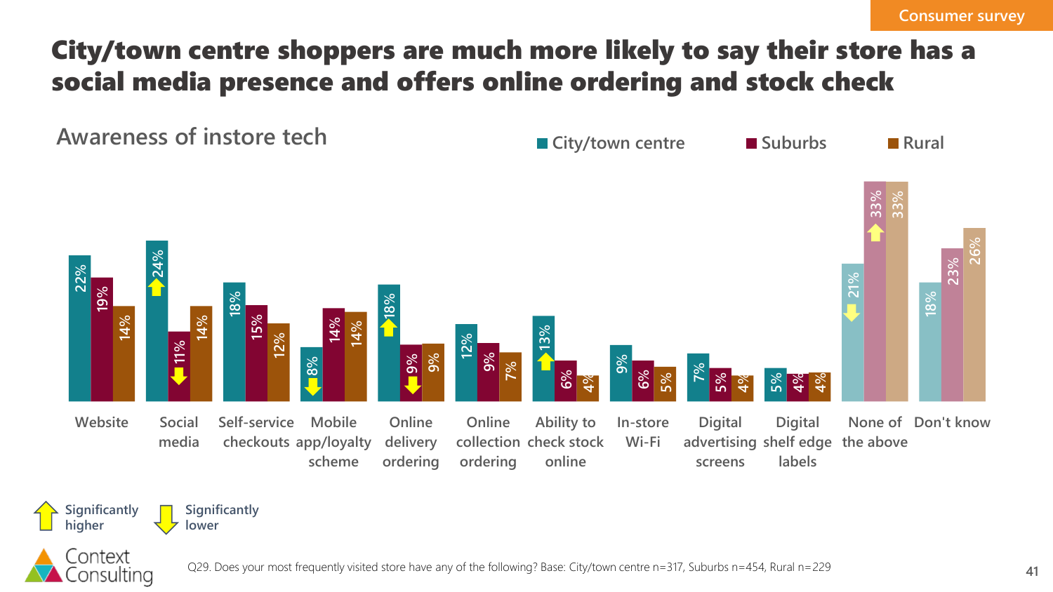Consumer survey

# City/town centre shoppers are much more likely to say their store has a social media presence and offers online ordering and stock check

## Awareness of instore tech

| | City/town centre | Suburbs | Rural |
|---|---|---|---|
| Website | 22% | 19% | 14% |
| Social media | 24% ↑ | 11% ↓ | 14% |
| Self-service checkouts | 18% | 15% | 12% |
| Mobile app/loyalty scheme | 8% ↓ | 14% | 14% |
| Online delivery ordering | 18% ↑ | 9% ↓ | 9% |
| Online collection ordering | 12% | 9% | 7% |
| Ability to check stock online | 13% ↑ | 6% | 4% |
| In-store Wi-Fi | 9% | 6% | 5% |
| Digital advertising screens | 7% | 5% | 4% |
| Digital shelf edge labels | 5% | 4% | 4% |
| None of the above | 21% ↓ | 33% ↑ | 33% |
| Don't know | 18% | 23% | 26% |

↑ Significantly higher ↓ Significantly lower

Q29. Does your most frequently visited store have any of the following? Base: City/town centre n=317, Suburbs n=454, Rural n=229

Context Consulting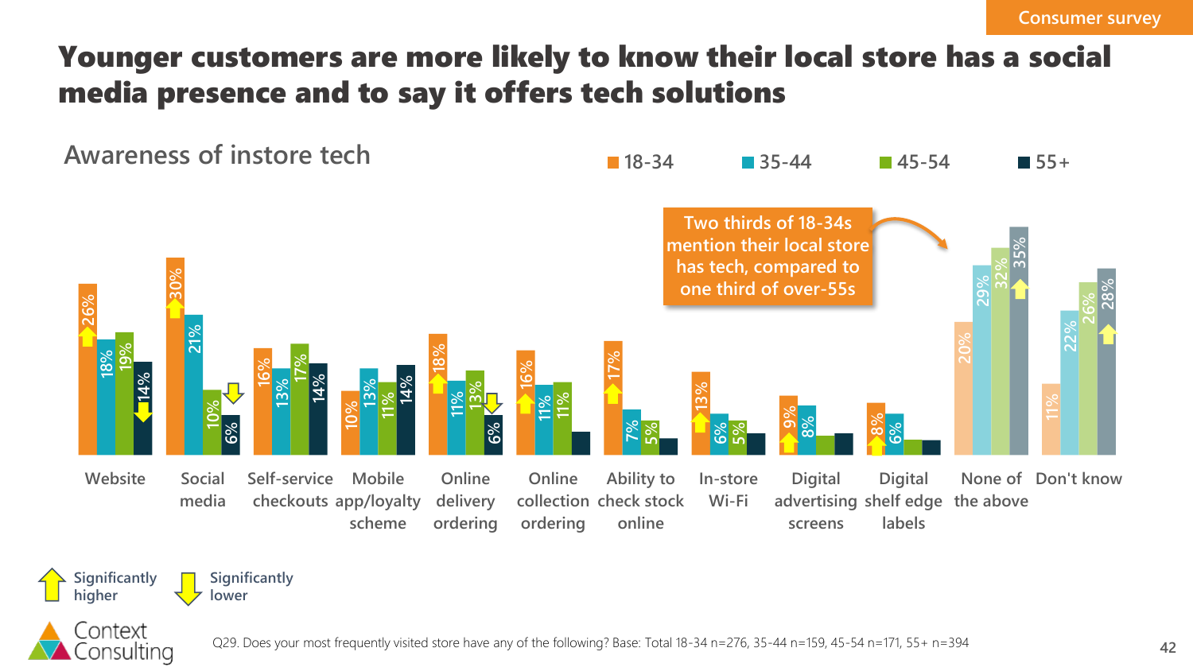# Younger customers are more likely to know their local store has a social media presence and to say it offers tech solutions

Consumer survey

## Awareness of instore tech

| | 18-34 | 35-44 | 45-54 | 55+ |
|---|---|---|---|---|
| Website | 26% ↑ | 18% | 19% | 14% ↓ |
| Social media | 30% ↑ | 21% | 10% ↓ | 6% |
| Self-service checkouts | 16% | 13% | 17% | 14% |
| Mobile app/loyalty scheme | 10% | 13% | 11% | 14% |
| Online delivery ordering | 18% ↑ | 11% | 13% ↓ | 6% |
| Online collection ordering | 16% ↑ | 11% | 11% | |
| Ability to check stock online | 17% ↑ | 7% | 5% | |
| In-store Wi-Fi | 13% ↑ | 6% | 5% | |
| Digital advertising screens | 9% ↑ | 8% | | |
| Digital shelf edge labels | 8% ↑ | 6% | | |
| None of the above | 20% | 29% | 32% | 35% ↑ |
| Don't know | 11% | 22% | 26% | 28% ↑ |

Two thirds of 18-34s mention their local store has tech, compared to one third of over-55s

↑ Significantly higher ↓ Significantly lower

Q29. Does your most frequently visited store have any of the following? Base: Total 18-34 n=276, 35-44 n=159, 45-54 n=171, 55+ n=394

Context Consulting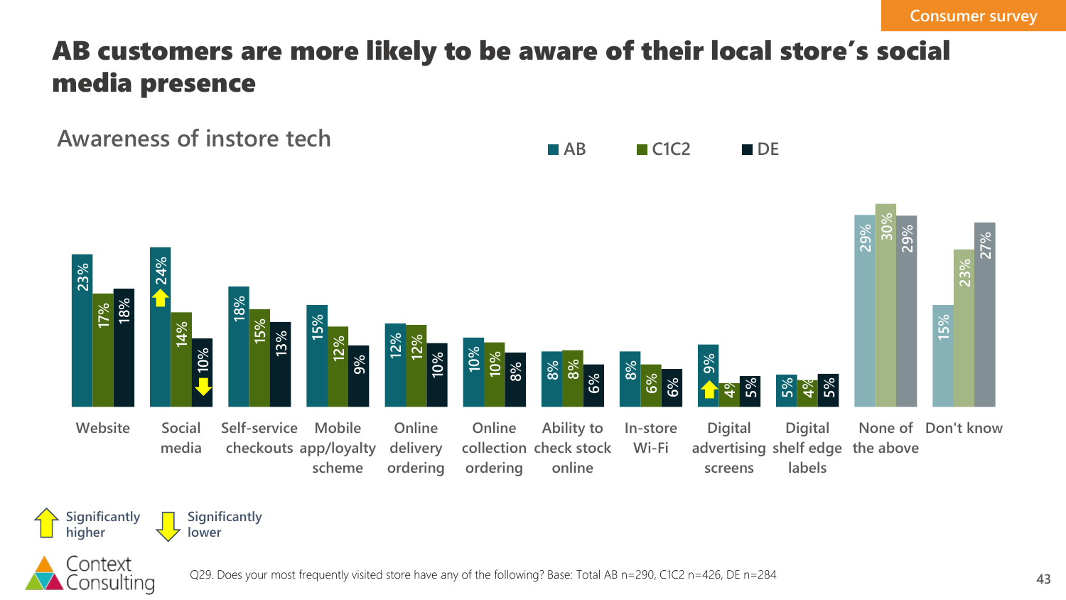Consumer survey

# AB customers are more likely to be aware of their local store's social media presence

## Awareness of instore tech

| | AB | C1C2 | DE |
|---|---|---|---|
| Website | 23% | 17% | 18% |
| Social media | 24% (Significantly higher) | 14% | 10% (Significantly lower) |
| Self-service checkouts | 18% | 15% | 13% |
| Mobile app/loyalty scheme | 15% | 12% | 9% |
| Online delivery ordering | 12% | 12% | 10% |
| Online collection ordering | 10% | 10% | 8% |
| Ability to check stock online | 8% | 8% | 6% |
| In-store Wi-Fi | 8% | 6% | 6% |
| Digital advertising screens | 9% (Significantly higher) | 4% | 5% |
| Digital shelf edge labels | 5% | 4% | 5% |
| None of the above | 29% | 30% | 29% |
| Don't know | 15% | 23% | 27% |

Significantly higher / Significantly lower

Q29. Does your most frequently visited store have any of the following? Base: Total AB n=290, C1C2 n=426, DE n=284

Context Consulting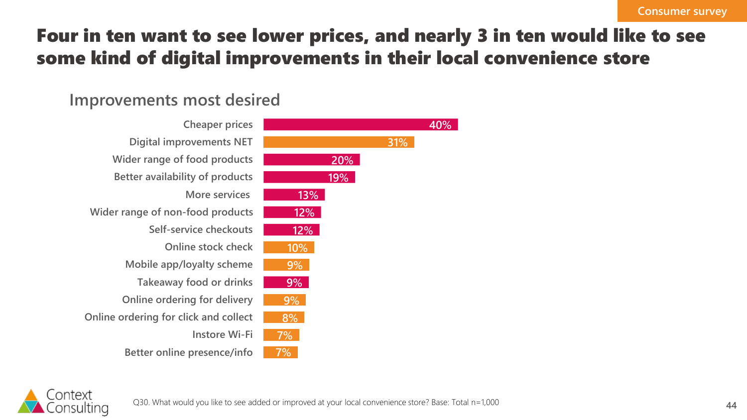Consumer survey

# Four in ten want to see lower prices, and nearly 3 in ten would like to see some kind of digital improvements in their local convenience store

## Improvements most desired

| Improvement | % |
|---|---|
| Cheaper prices | 40% |
| Digital improvements NET | 31% |
| Wider range of food products | 20% |
| Better availability of products | 19% |
| More services | 13% |
| Wider range of non-food products | 12% |
| Self-service checkouts | 12% |
| Online stock check | 10% |
| Mobile app/loyalty scheme | 9% |
| Takeaway food or drinks | 9% |
| Online ordering for delivery | 9% |
| Online ordering for click and collect | 8% |
| Instore Wi-Fi | 7% |
| Better online presence/info | 7% |

Q30. What would you like to see added or improved at your local convenience store? Base: Total n=1,000

Context Consulting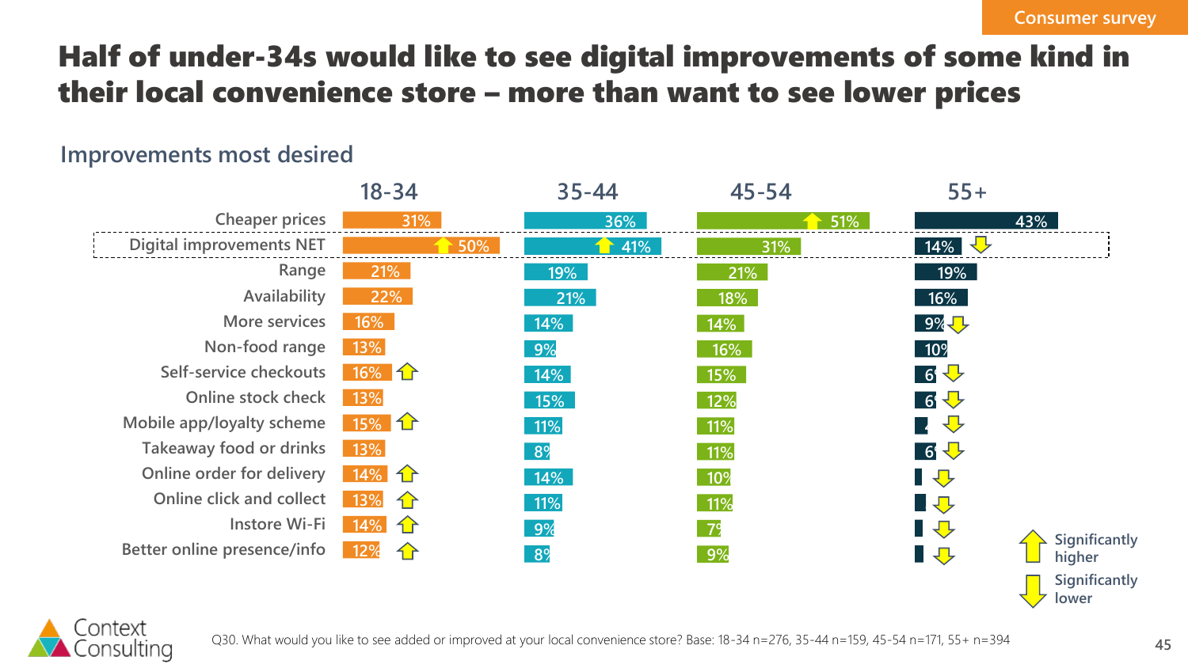Consumer survey

# Half of under-34s would like to see digital improvements of some kind in their local convenience store – more than want to see lower prices

## Improvements most desired

| | 18-34 | 35-44 | 45-54 | 55+ |
|---|---|---|---|---|
| Cheaper prices | 31% | 36% | 51% ↑ | 43% |
| Digital improvements NET | 50% ↑ | 41% ↑ | 31% | 14% ↓ |
| Range | 21% | 19% | 21% | 19% |
| Availability | 22% | 21% | 18% | 16% |
| More services | 16% | 14% | 14% | 9% ↓ |
| Non-food range | 13% | 9% | 16% | 10% |
| Self-service checkouts | 16% ↑ | 14% | 15% | 6% ↓ |
| Online stock check | 13% | 15% | 12% | 6% ↓ |
| Mobile app/loyalty scheme | 15% ↑ | 11% | 11% | 4% ↓ |
| Takeaway food or drinks | 13% | 8% | 11% | 6% ↓ |
| Online order for delivery | 14% ↑ | 14% | 10% | ↓ |
| Online click and collect | 13% ↑ | 11% | 11% | ↓ |
| Instore Wi-Fi | 14% ↑ | 9% | 7% | ↓ |
| Better online presence/info | 12% ↑ | 8% | 9% | ↓ |

↑ Significantly higher
↓ Significantly lower

Q30. What would you like to see added or improved at your local convenience store? Base: 18-34 n=276, 35-44 n=159, 45-54 n=171, 55+ n=394

Context Consulting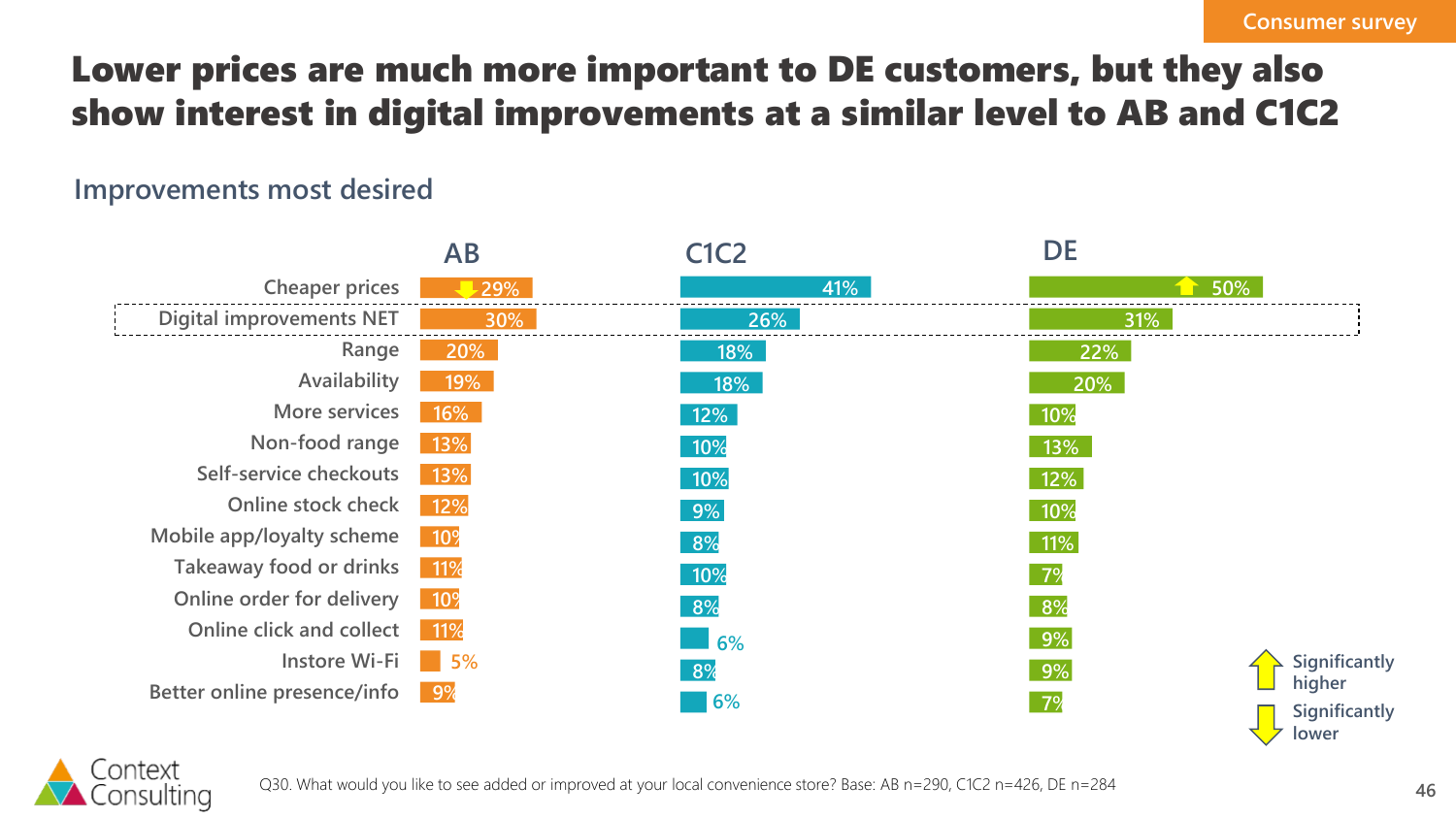Consumer survey

# Lower prices are much more important to DE customers, but they also show interest in digital improvements at a similar level to AB and C1C2

## Improvements most desired

| | AB | C1C2 | DE |
|---|---|---|---|
| Cheaper prices | 29% (significantly lower) | 41% | 50% (significantly higher) |
| Digital improvements NET | 30% | 26% | 31% |
| Range | 20% | 18% | 22% |
| Availability | 19% | 18% | 20% |
| More services | 16% | 12% | 10% |
| Non-food range | 13% | 10% | 13% |
| Self-service checkouts | 13% | 10% | 12% |
| Online stock check | 12% | 9% | 10% |
| Mobile app/loyalty scheme | 10% | 8% | 11% |
| Takeaway food or drinks | 11% | 10% | 7% |
| Online order for delivery | 10% | 8% | 8% |
| Online click and collect | 11% | 6% | 9% |
| Instore Wi-Fi | 5% | 8% | 9% |
| Better online presence/info | 9% | 6% | 7% |

Significantly higher / Significantly lower

Q30. What would you like to see added or improved at your local convenience store? Base: AB n=290, C1C2 n=426, DE n=284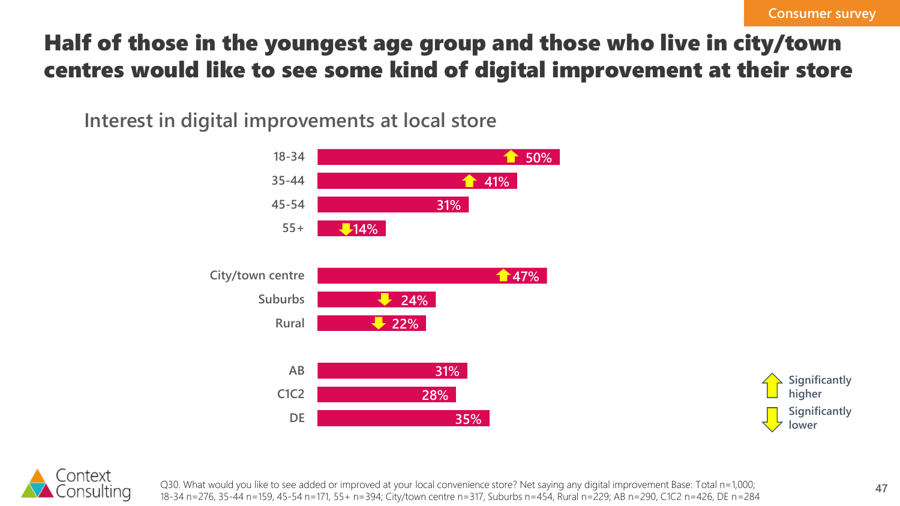Consumer survey

# Half of those in the youngest age group and those who live in city/town centres would like to see some kind of digital improvement at their store

## Interest in digital improvements at local store

| Group | Interest | Significance |
| --- | --- | --- |
| 18-34 | 50% | Significantly higher |
| 35-44 | 41% | Significantly higher |
| 45-54 | 31% | |
| 55+ | 14% | Significantly lower |
| City/town centre | 47% | Significantly higher |
| Suburbs | 24% | Significantly lower |
| Rural | 22% | Significantly lower |
| AB | 31% | |
| C1C2 | 28% | |
| DE | 35% | |

Significantly higher / Significantly lower

Q30. What would you like to see added or improved at your local convenience store? Net saying any digital improvement Base: Total n=1,000; 18-34 n=276, 35-44 n=159, 45-54 n=171, 55+ n=394; City/town centre n=317, Suburbs n=454, Rural n=229; AB n=290, C1C2 n=426, DE n=284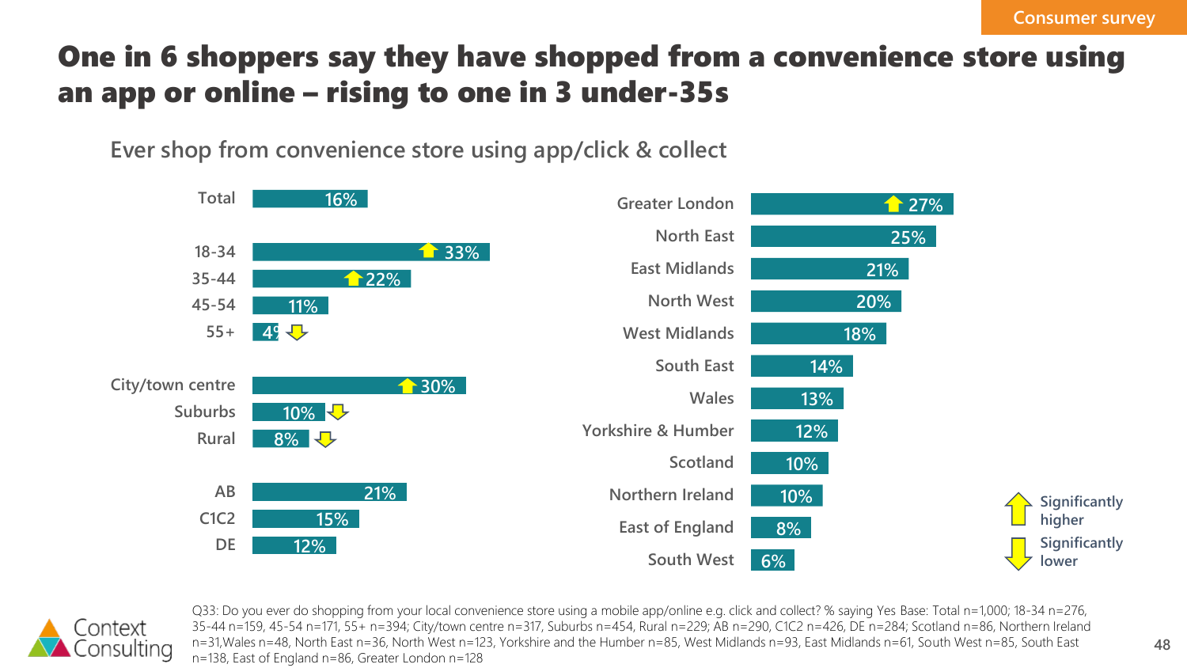Consumer survey

# One in 6 shoppers say they have shopped from a convenience store using an app or online – rising to one in 3 under-35s

## Ever shop from convenience store using app/click & collect

| Group | % |
|---|---|
| Total | 16% |
| 18-34 | 33% (significantly higher) |
| 35-44 | 22% (significantly higher) |
| 45-54 | 11% |
| 55+ | 4% (significantly lower) |
| City/town centre | 30% (significantly higher) |
| Suburbs | 10% (significantly lower) |
| Rural | 8% (significantly lower) |
| AB | 21% |
| C1C2 | 15% |
| DE | 12% |

| Region | % |
|---|---|
| Greater London | 27% (significantly higher) |
| North East | 25% |
| East Midlands | 21% |
| North West | 20% |
| West Midlands | 18% |
| South East | 14% |
| Wales | 13% |
| Yorkshire & Humber | 12% |
| Scotland | 10% |
| Northern Ireland | 10% |
| East of England | 8% |
| South West | 6% |

Significantly higher / Significantly lower

Q33: Do you ever do shopping from your local convenience store using a mobile app/online e.g. click and collect? % saying Yes Base: Total n=1,000; 18-34 n=276, 35-44 n=159, 45-54 n=171, 55+ n=394; City/town centre n=317, Suburbs n=454, Rural n=229; AB n=290, C1C2 n=426, DE n=284; Scotland n=86, Northern Ireland n=31,Wales n=48, North East n=36, North West n=123, Yorkshire and the Humber n=85, West Midlands n=93, East Midlands n=61, South West n=85, South East n=138, East of England n=86, Greater London n=128

Context Consulting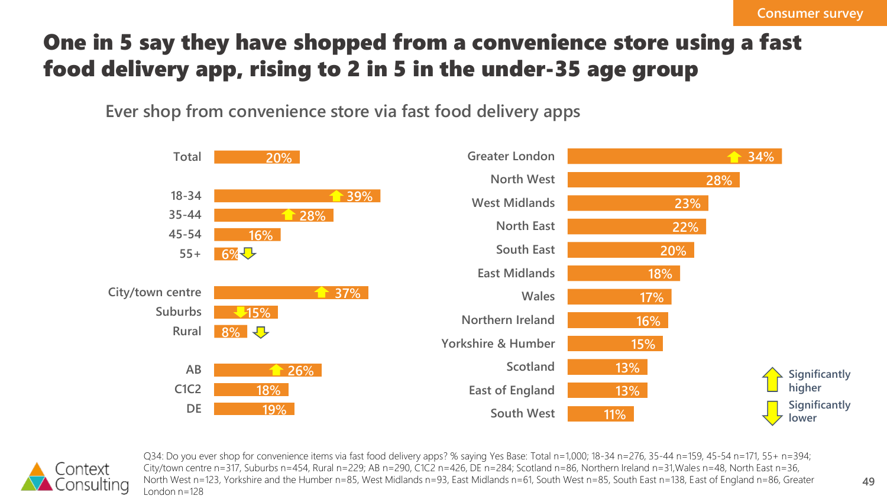Consumer survey

# One in 5 say they have shopped from a convenience store using a fast food delivery app, rising to 2 in 5 in the under-35 age group

## Ever shop from convenience store via fast food delivery apps

| Group | % | Significance |
|---|---|---|
| Total | 20% | |
| 18-34 | 39% | Significantly higher |
| 35-44 | 28% | Significantly higher |
| 45-54 | 16% | |
| 55+ | 6% | Significantly lower |
| City/town centre | 37% | Significantly higher |
| Suburbs | 15% | Significantly lower |
| Rural | 8% | Significantly lower |
| AB | 26% | Significantly higher |
| C1C2 | 18% | |
| DE | 19% | |

| Region | % | Significance |
|---|---|---|
| Greater London | 34% | Significantly higher |
| North West | 28% | |
| West Midlands | 23% | |
| North East | 22% | |
| South East | 20% | |
| East Midlands | 18% | |
| Wales | 17% | |
| Northern Ireland | 16% | |
| Yorkshire & Humber | 15% | |
| Scotland | 13% | |
| East of England | 13% | |
| South West | 11% | |

Q34: Do you ever shop for convenience items via fast food delivery apps? % saying Yes Base: Total n=1,000; 18-34 n=276, 35-44 n=159, 45-54 n=171, 55+ n=394; City/town centre n=317, Suburbs n=454, Rural n=229; AB n=290, C1C2 n=426, DE n=284; Scotland n=86, Northern Ireland n=31,Wales n=48, North East n=36, North West n=123, Yorkshire and the Humber n=85, West Midlands n=93, East Midlands n=61, South West n=85, South East n=138, East of England n=86, Greater London n=128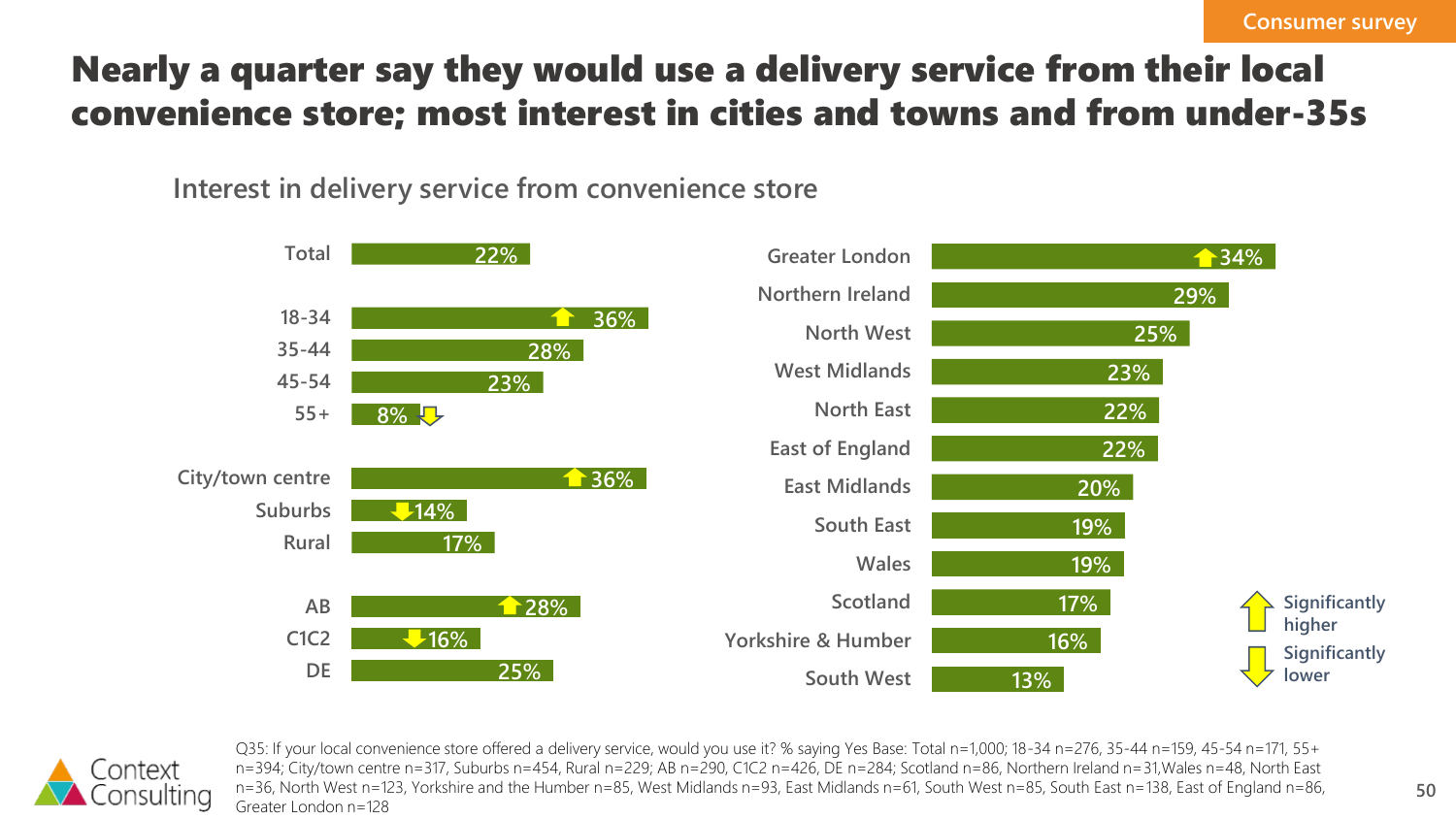Consumer survey

# Nearly a quarter say they would use a delivery service from their local convenience store; most interest in cities and towns and from under-35s

## Interest in delivery service from convenience store

| Group | % |
|---|---|
| Total | 22% |
| 18-34 | 36% (significantly higher) |
| 35-44 | 28% |
| 45-54 | 23% |
| 55+ | 8% (significantly lower) |
| City/town centre | 36% (significantly higher) |
| Suburbs | 14% (significantly lower) |
| Rural | 17% |
| AB | 28% (significantly higher) |
| C1C2 | 16% (significantly lower) |
| DE | 25% |

| Region | % |
|---|---|
| Greater London | 34% (significantly higher) |
| Northern Ireland | 29% |
| North West | 25% |
| West Midlands | 23% |
| North East | 22% |
| East of England | 22% |
| East Midlands | 20% |
| South East | 19% |
| Wales | 19% |
| Scotland | 17% |
| Yorkshire & Humber | 16% |
| South West | 13% |

Significantly higher / Significantly lower

Q35: If your local convenience store offered a delivery service, would you use it? % saying Yes Base: Total n=1,000; 18-34 n=276, 35-44 n=159, 45-54 n=171, 55+ n=394; City/town centre n=317, Suburbs n=454, Rural n=229; AB n=290, C1C2 n=426, DE n=284; Scotland n=86, Northern Ireland n=31,Wales n=48, North East n=36, North West n=123, Yorkshire and the Humber n=85, West Midlands n=93, East Midlands n=61, South West n=85, South East n=138, East of England n=86, Greater London n=128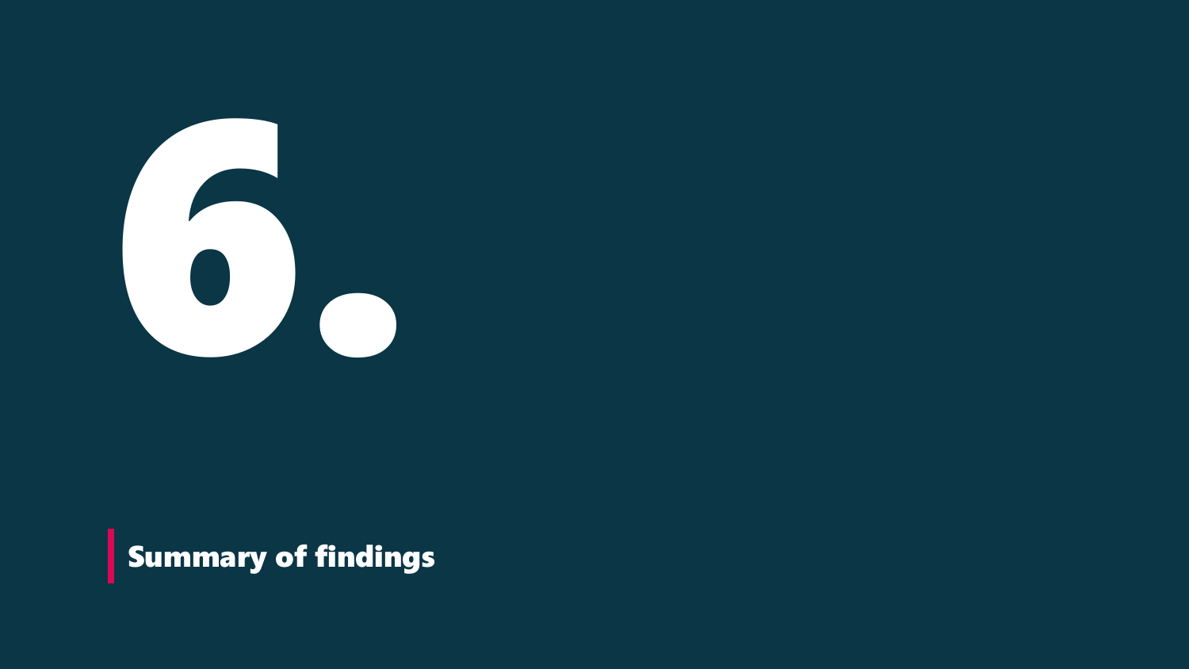# 6.

## Summary of findings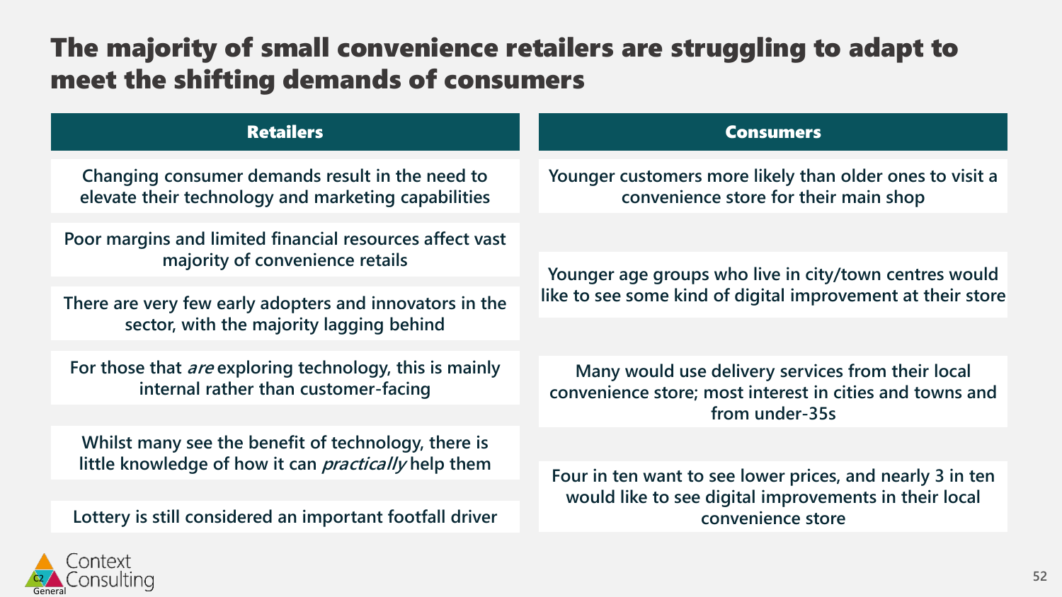# The majority of small convenience retailers are struggling to adapt to meet the shifting demands of consumers

## Retailers

**Changing consumer demands result in the need to elevate their technology and marketing capabilities**

**Poor margins and limited financial resources affect vast majority of convenience retails**

**There are very few early adopters and innovators in the sector, with the majority lagging behind**

**For those that *are* exploring technology, this is mainly internal rather than customer-facing**

**Whilst many see the benefit of technology, there is little knowledge of how it can *practically* help them**

**Lottery is still considered an important footfall driver**

## Consumers

**Younger customers more likely than older ones to visit a convenience store for their main shop**

**Younger age groups who live in city/town centres would like to see some kind of digital improvement at their store**

**Many would use delivery services from their local convenience store; most interest in cities and towns and from under-35s**

**Four in ten want to see lower prices, and nearly 3 in ten would like to see digital improvements in their local convenience store**